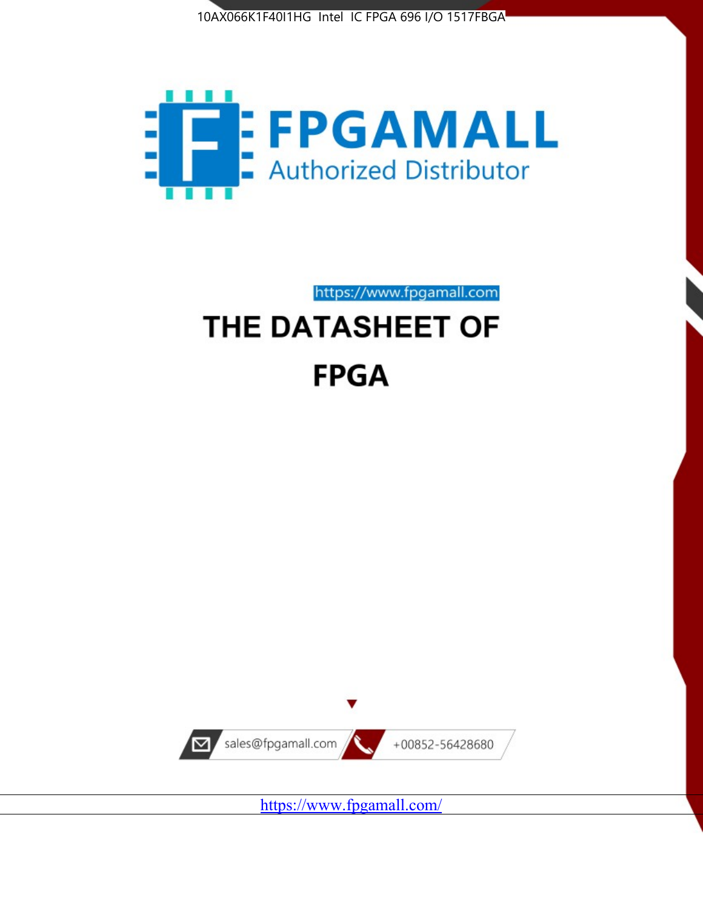10AX066K1F40I1HG Intel IC FPGA 696 I/O 1517FBGA

FPGAMALL

Authorized Distributor

https://www.fpgamall.com

# THE DATASHEET OF

# FPGA

sales@fpgamall.com

+00852-56428680

https://www.fpgamall.com/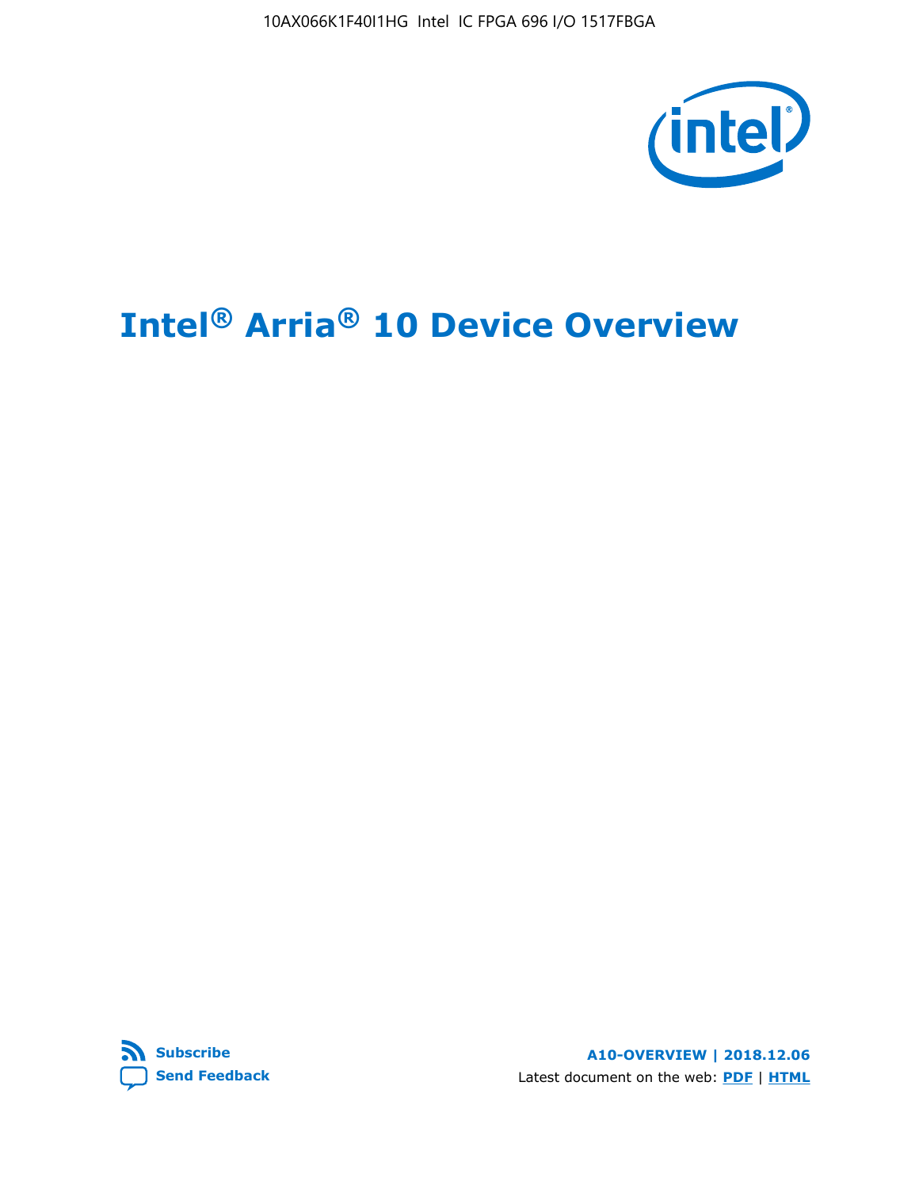# Intel® Arria® 10 Device Overview

**Subscribe**

**Send Feedback**

**A10-OVERVIEW | 2018.12.06**

Latest document on the web: **PDF** | **HTML**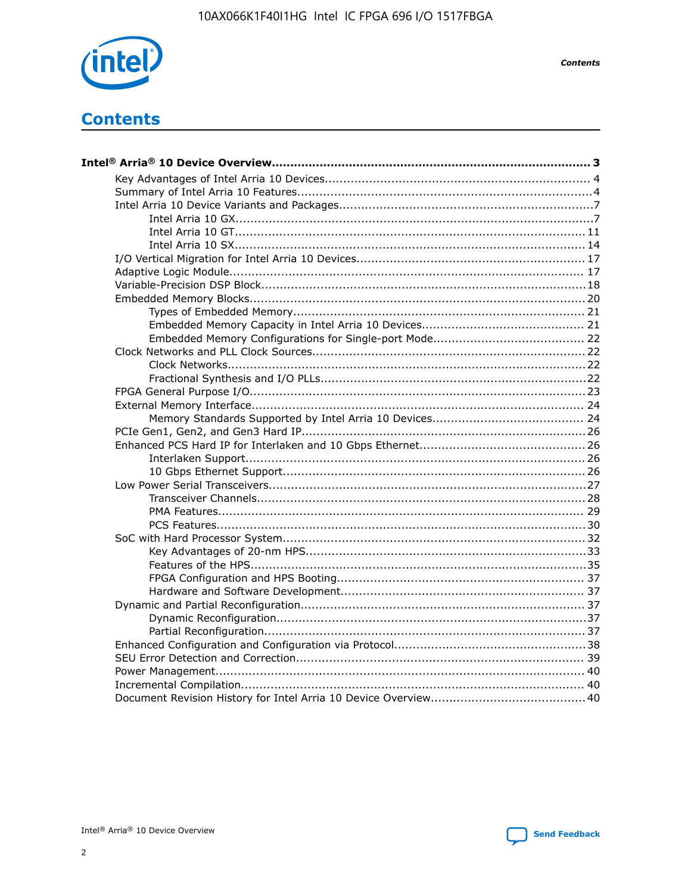# Contents

**Intel® Arria® 10 Device Overview ..... 3**

- Key Advantages of Intel Arria 10 Devices ..... 4
- Summary of Intel Arria 10 Features ..... 4
- Intel Arria 10 Device Variants and Packages ..... 7
  - Intel Arria 10 GX ..... 7
  - Intel Arria 10 GT ..... 11
  - Intel Arria 10 SX ..... 14
- I/O Vertical Migration for Intel Arria 10 Devices ..... 17
- Adaptive Logic Module ..... 17
- Variable-Precision DSP Block ..... 18
- Embedded Memory Blocks ..... 20
  - Types of Embedded Memory ..... 21
  - Embedded Memory Capacity in Intel Arria 10 Devices ..... 21
  - Embedded Memory Configurations for Single-port Mode ..... 22
- Clock Networks and PLL Clock Sources ..... 22
  - Clock Networks ..... 22
  - Fractional Synthesis and I/O PLLs ..... 22
- FPGA General Purpose I/O ..... 23
- External Memory Interface ..... 24
  - Memory Standards Supported by Intel Arria 10 Devices ..... 24
- PCIe Gen1, Gen2, and Gen3 Hard IP ..... 26
- Enhanced PCS Hard IP for Interlaken and 10 Gbps Ethernet ..... 26
  - Interlaken Support ..... 26
  - 10 Gbps Ethernet Support ..... 26
- Low Power Serial Transceivers ..... 27
  - Transceiver Channels ..... 28
  - PMA Features ..... 29
  - PCS Features ..... 30
- SoC with Hard Processor System ..... 32
  - Key Advantages of 20-nm HPS ..... 33
  - Features of the HPS ..... 35
  - FPGA Configuration and HPS Booting ..... 37
  - Hardware and Software Development ..... 37
- Dynamic and Partial Reconfiguration ..... 37
  - Dynamic Reconfiguration ..... 37
  - Partial Reconfiguration ..... 37
- Enhanced Configuration and Configuration via Protocol ..... 38
- SEU Error Detection and Correction ..... 39
- Power Management ..... 40
- Incremental Compilation ..... 40
- Document Revision History for Intel Arria 10 Device Overview ..... 40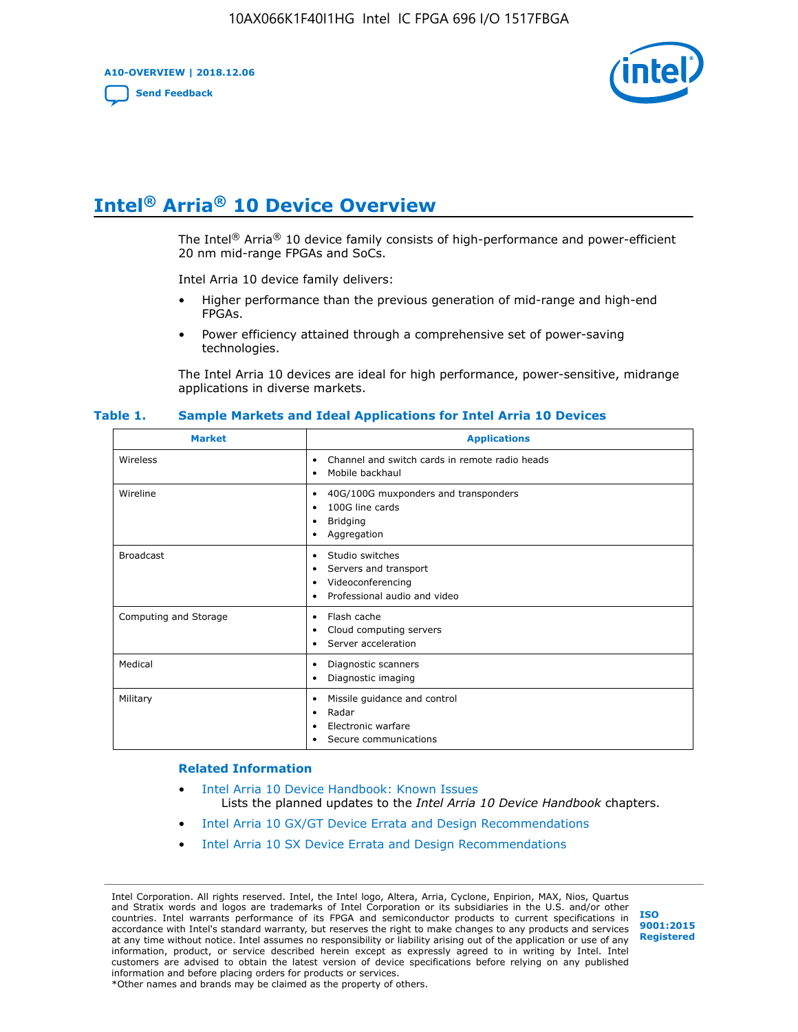# Intel® Arria® 10 Device Overview

The Intel® Arria® 10 device family consists of high-performance and power-efficient 20 nm mid-range FPGAs and SoCs.

Intel Arria 10 device family delivers:

- Higher performance than the previous generation of mid-range and high-end FPGAs.
- Power efficiency attained through a comprehensive set of power-saving technologies.

The Intel Arria 10 devices are ideal for high performance, power-sensitive, midrange applications in diverse markets.

**Table 1. Sample Markets and Ideal Applications for Intel Arria 10 Devices**

| Market | Applications |
|---|---|
| Wireless | • Channel and switch cards in remote radio heads<br>• Mobile backhaul |
| Wireline | • 40G/100G muxponders and transponders<br>• 100G line cards<br>• Bridging<br>• Aggregation |
| Broadcast | • Studio switches<br>• Servers and transport<br>• Videoconferencing<br>• Professional audio and video |
| Computing and Storage | • Flash cache<br>• Cloud computing servers<br>• Server acceleration |
| Medical | • Diagnostic scanners<br>• Diagnostic imaging |
| Military | • Missile guidance and control<br>• Radar<br>• Electronic warfare<br>• Secure communications |

### Related Information

- Intel Arria 10 Device Handbook: Known Issues
  Lists the planned updates to the *Intel Arria 10 Device Handbook* chapters.
- Intel Arria 10 GX/GT Device Errata and Design Recommendations
- Intel Arria 10 SX Device Errata and Design Recommendations

Intel Corporation. All rights reserved. Intel, the Intel logo, Altera, Arria, Cyclone, Enpirion, MAX, Nios, Quartus and Stratix words and logos are trademarks of Intel Corporation or its subsidiaries in the U.S. and/or other countries. Intel warrants performance of its FPGA and semiconductor products to current specifications in accordance with Intel's standard warranty, but reserves the right to make changes to any products and services at any time without notice. Intel assumes no responsibility or liability arising out of the application or use of any information, product, or service described herein except as expressly agreed to in writing by Intel. Intel customers are advised to obtain the latest version of device specifications before relying on any published information and before placing orders for products or services.
*Other names and brands may be claimed as the property of others.

ISO 9001:2015 Registered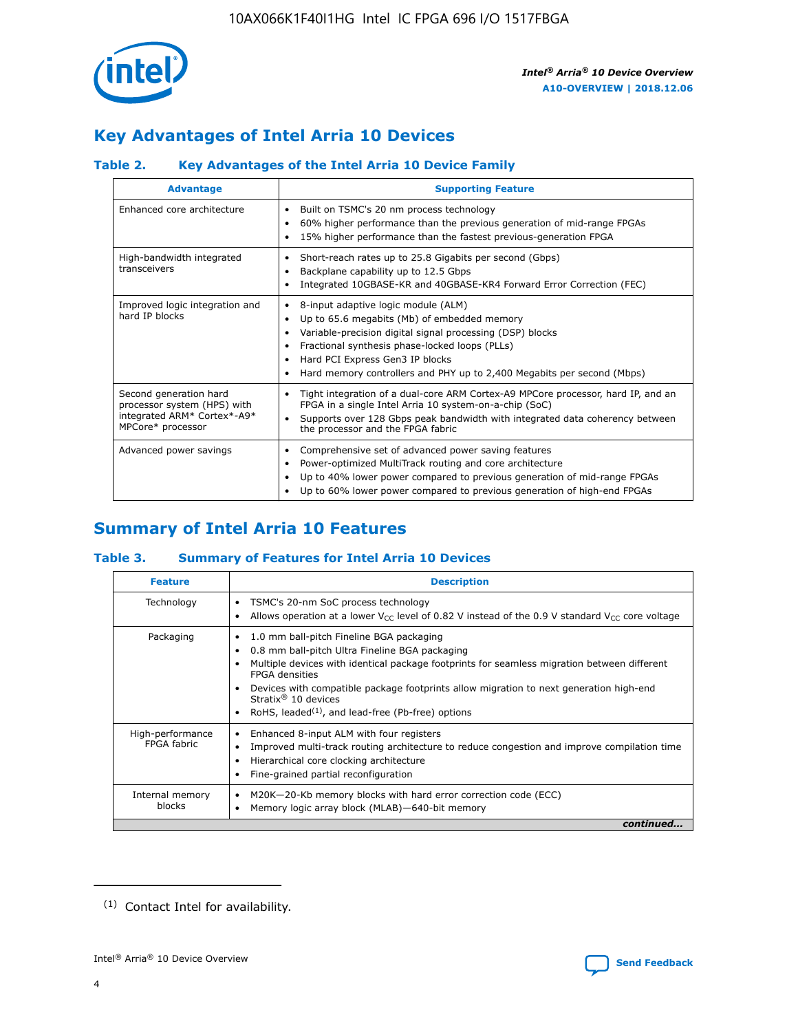## Key Advantages of Intel Arria 10 Devices

### Table 2. Key Advantages of the Intel Arria 10 Device Family

| Advantage | Supporting Feature |
| --- | --- |
| Enhanced core architecture | • Built on TSMC's 20 nm process technology<br>• 60% higher performance than the previous generation of mid-range FPGAs<br>• 15% higher performance than the fastest previous-generation FPGA |
| High-bandwidth integrated transceivers | • Short-reach rates up to 25.8 Gigabits per second (Gbps)<br>• Backplane capability up to 12.5 Gbps<br>• Integrated 10GBASE-KR and 40GBASE-KR4 Forward Error Correction (FEC) |
| Improved logic integration and hard IP blocks | • 8-input adaptive logic module (ALM)<br>• Up to 65.6 megabits (Mb) of embedded memory<br>• Variable-precision digital signal processing (DSP) blocks<br>• Fractional synthesis phase-locked loops (PLLs)<br>• Hard PCI Express Gen3 IP blocks<br>• Hard memory controllers and PHY up to 2,400 Megabits per second (Mbps) |
| Second generation hard processor system (HPS) with integrated ARM* Cortex*-A9* MPCore* processor | • Tight integration of a dual-core ARM Cortex-A9 MPCore processor, hard IP, and an FPGA in a single Intel Arria 10 system-on-a-chip (SoC)<br>• Supports over 128 Gbps peak bandwidth with integrated data coherency between the processor and the FPGA fabric |
| Advanced power savings | • Comprehensive set of advanced power saving features<br>• Power-optimized MultiTrack routing and core architecture<br>• Up to 40% lower power compared to previous generation of mid-range FPGAs<br>• Up to 60% lower power compared to previous generation of high-end FPGAs |

## Summary of Intel Arria 10 Features

### Table 3. Summary of Features for Intel Arria 10 Devices

| Feature | Description |
| --- | --- |
| Technology | • TSMC's 20-nm SoC process technology<br>• Allows operation at a lower $V_{CC}$ level of 0.82 V instead of the 0.9 V standard $V_{CC}$ core voltage |
| Packaging | • 1.0 mm ball-pitch Fineline BGA packaging<br>• 0.8 mm ball-pitch Ultra Fineline BGA packaging<br>• Multiple devices with identical package footprints for seamless migration between different FPGA densities<br>• Devices with compatible package footprints allow migration to next generation high-end Stratix® 10 devices<br>• RoHS, leaded[(1)], and lead-free (Pb-free) options |
| High-performance FPGA fabric | • Enhanced 8-input ALM with four registers<br>• Improved multi-track routing architecture to reduce congestion and improve compilation time<br>• Hierarchical core clocking architecture<br>• Fine-grained partial reconfiguration |
| Internal memory blocks | • M20K—20-Kb memory blocks with hard error correction code (ECC)<br>• Memory logic array block (MLAB)—640-bit memory |

*continued...*

(1) Contact Intel for availability.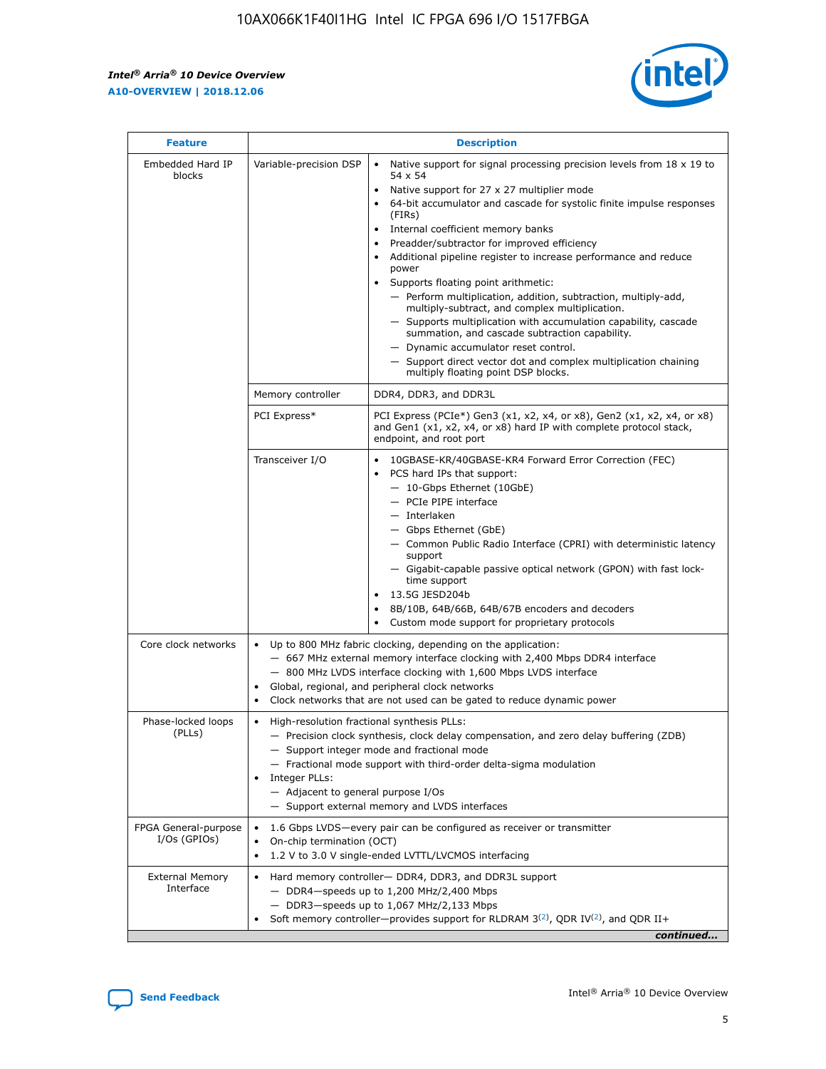| Feature | Description | |
|---|---|---|
| Embedded Hard IP blocks | Variable-precision DSP | • Native support for signal processing precision levels from 18 x 19 to 54 x 54<br>• Native support for 27 x 27 multiplier mode<br>• 64-bit accumulator and cascade for systolic finite impulse responses (FIRs)<br>• Internal coefficient memory banks<br>• Preadder/subtractor for improved efficiency<br>• Additional pipeline register to increase performance and reduce power<br>• Supports floating point arithmetic:<br>— Perform multiplication, addition, subtraction, multiply-add, multiply-subtract, and complex multiplication.<br>— Supports multiplication with accumulation capability, cascade summation, and cascade subtraction capability.<br>— Dynamic accumulator reset control.<br>— Support direct vector dot and complex multiplication chaining multiply floating point DSP blocks. |
| | Memory controller | DDR4, DDR3, and DDR3L |
| | PCI Express* | PCI Express (PCIe*) Gen3 (x1, x2, x4, or x8), Gen2 (x1, x2, x4, or x8) and Gen1 (x1, x2, x4, or x8) hard IP with complete protocol stack, endpoint, and root port |
| | Transceiver I/O | • 10GBASE-KR/40GBASE-KR4 Forward Error Correction (FEC)<br>• PCS hard IPs that support:<br>— 10-Gbps Ethernet (10GbE)<br>— PCIe PIPE interface<br>— Interlaken<br>— Gbps Ethernet (GbE)<br>— Common Public Radio Interface (CPRI) with deterministic latency support<br>— Gigabit-capable passive optical network (GPON) with fast lock-time support<br>• 13.5G JESD204b<br>• 8B/10B, 64B/66B, 64B/67B encoders and decoders<br>• Custom mode support for proprietary protocols |
| Core clock networks | • Up to 800 MHz fabric clocking, depending on the application:<br>— 667 MHz external memory interface clocking with 2,400 Mbps DDR4 interface<br>— 800 MHz LVDS interface clocking with 1,600 Mbps LVDS interface<br>• Global, regional, and peripheral clock networks<br>• Clock networks that are not used can be gated to reduce dynamic power | |
| Phase-locked loops (PLLs) | • High-resolution fractional synthesis PLLs:<br>— Precision clock synthesis, clock delay compensation, and zero delay buffering (ZDB)<br>— Support integer mode and fractional mode<br>— Fractional mode support with third-order delta-sigma modulation<br>• Integer PLLs:<br>— Adjacent to general purpose I/Os<br>— Support external memory and LVDS interfaces | |
| FPGA General-purpose I/Os (GPIOs) | • 1.6 Gbps LVDS—every pair can be configured as receiver or transmitter<br>• On-chip termination (OCT)<br>• 1.2 V to 3.0 V single-ended LVTTL/LVCMOS interfacing | |
| External Memory Interface | • Hard memory controller— DDR4, DDR3, and DDR3L support<br>— DDR4—speeds up to 1,200 MHz/2,400 Mbps<br>— DDR3—speeds up to 1,067 MHz/2,133 Mbps<br>• Soft memory controller—provides support for RLDRAM 3[(2)], QDR IV[(2)], and QDR II+ | |

*continued...*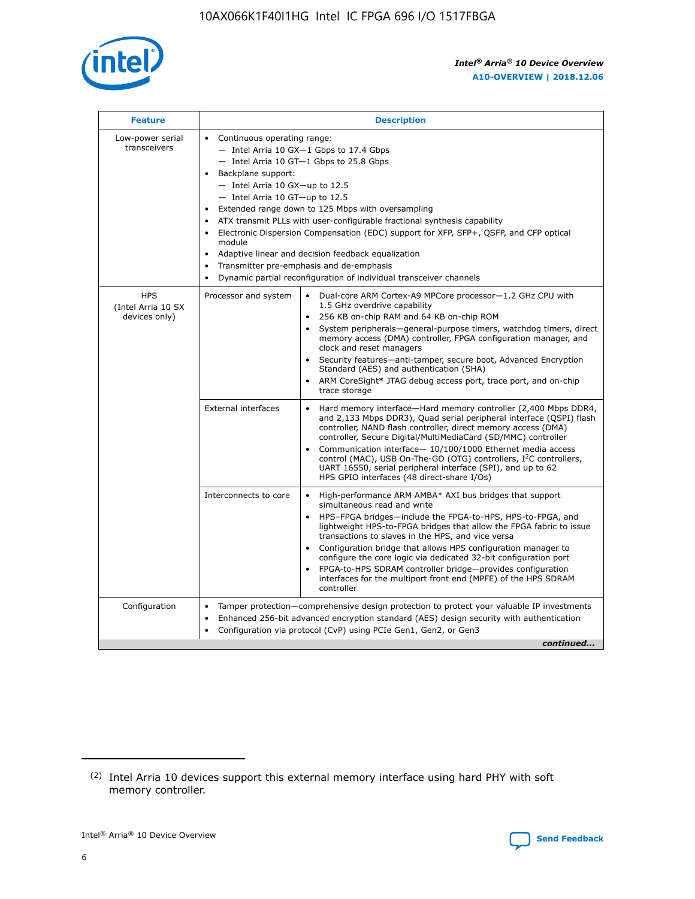| Feature | Description | |
|---|---|---|
| Low-power serial transceivers | • Continuous operating range:<br>— Intel Arria 10 GX—1 Gbps to 17.4 Gbps<br>— Intel Arria 10 GT—1 Gbps to 25.8 Gbps<br>• Backplane support:<br>— Intel Arria 10 GX—up to 12.5<br>— Intel Arria 10 GT—up to 12.5<br>• Extended range down to 125 Mbps with oversampling<br>• ATX transmit PLLs with user-configurable fractional synthesis capability<br>• Electronic Dispersion Compensation (EDC) support for XFP, SFP+, QSFP, and CFP optical module<br>• Adaptive linear and decision feedback equalization<br>• Transmitter pre-emphasis and de-emphasis<br>• Dynamic partial reconfiguration of individual transceiver channels | |
| HPS (Intel Arria 10 SX devices only) | Processor and system | • Dual-core ARM Cortex-A9 MPCore processor—1.2 GHz CPU with 1.5 GHz overdrive capability<br>• 256 KB on-chip RAM and 64 KB on-chip ROM<br>• System peripherals—general-purpose timers, watchdog timers, direct memory access (DMA) controller, FPGA configuration manager, and clock and reset managers<br>• Security features—anti-tamper, secure boot, Advanced Encryption Standard (AES) and authentication (SHA)<br>• ARM CoreSight* JTAG debug access port, trace port, and on-chip trace storage |
| | External interfaces | • Hard memory interface—Hard memory controller (2,400 Mbps DDR4, and 2,133 Mbps DDR3), Quad serial peripheral interface (QSPI) flash controller, NAND flash controller, direct memory access (DMA) controller, Secure Digital/MultiMediaCard (SD/MMC) controller<br>• Communication interface— 10/100/1000 Ethernet media access control (MAC), USB On-The-GO (OTG) controllers, I²C controllers, UART 16550, serial peripheral interface (SPI), and up to 62 HPS GPIO interfaces (48 direct-share I/Os) |
| | Interconnects to core | • High-performance ARM AMBA* AXI bus bridges that support simultaneous read and write<br>• HPS–FPGA bridges—include the FPGA-to-HPS, HPS-to-FPGA, and lightweight HPS-to-FPGA bridges that allow the FPGA fabric to issue transactions to slaves in the HPS, and vice versa<br>• Configuration bridge that allows HPS configuration manager to configure the core logic via dedicated 32-bit configuration port<br>• FPGA-to-HPS SDRAM controller bridge—provides configuration interfaces for the multiport front end (MPFE) of the HPS SDRAM controller |
| Configuration | • Tamper protection—comprehensive design protection to protect your valuable IP investments<br>• Enhanced 256-bit advanced encryption standard (AES) design security with authentication<br>• Configuration via protocol (CvP) using PCIe Gen1, Gen2, or Gen3 | |

*continued...*

(2) Intel Arria 10 devices support this external memory interface using hard PHY with soft memory controller.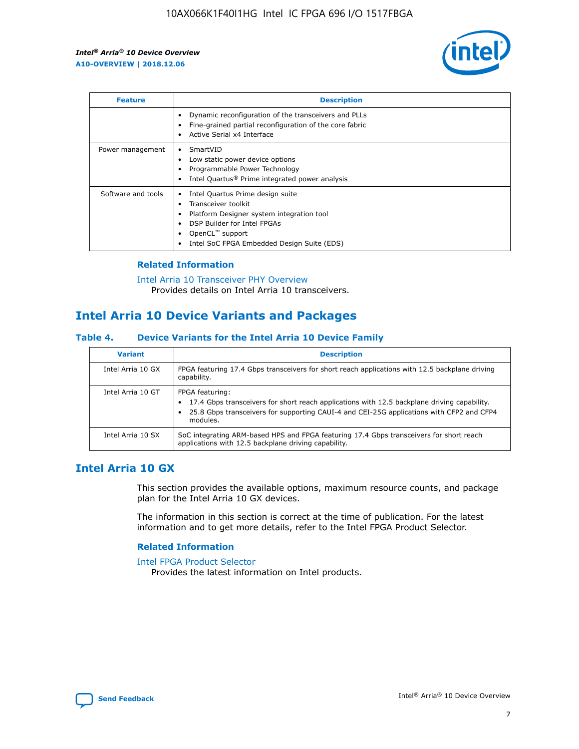| Feature | Description |
| --- | --- |
| | • Dynamic reconfiguration of the transceivers and PLLs<br>• Fine-grained partial reconfiguration of the core fabric<br>• Active Serial x4 Interface |
| Power management | • SmartVID<br>• Low static power device options<br>• Programmable Power Technology<br>• Intel Quartus® Prime integrated power analysis |
| Software and tools | • Intel Quartus Prime design suite<br>• Transceiver toolkit<br>• Platform Designer system integration tool<br>• DSP Builder for Intel FPGAs<br>• OpenCL™ support<br>• Intel SoC FPGA Embedded Design Suite (EDS) |

### Related Information

Intel Arria 10 Transceiver PHY Overview
Provides details on Intel Arria 10 transceivers.

## Intel Arria 10 Device Variants and Packages

### Table 4. Device Variants for the Intel Arria 10 Device Family

| Variant | Description |
| --- | --- |
| Intel Arria 10 GX | FPGA featuring 17.4 Gbps transceivers for short reach applications with 12.5 backplane driving capability. |
| Intel Arria 10 GT | FPGA featuring:<br>• 17.4 Gbps transceivers for short reach applications with 12.5 backplane driving capability.<br>• 25.8 Gbps transceivers for supporting CAUI-4 and CEI-25G applications with CFP2 and CFP4 modules. |
| Intel Arria 10 SX | SoC integrating ARM-based HPS and FPGA featuring 17.4 Gbps transceivers for short reach applications with 12.5 backplane driving capability. |

## Intel Arria 10 GX

This section provides the available options, maximum resource counts, and package plan for the Intel Arria 10 GX devices.

The information in this section is correct at the time of publication. For the latest information and to get more details, refer to the Intel FPGA Product Selector.

### Related Information

Intel FPGA Product Selector
Provides the latest information on Intel products.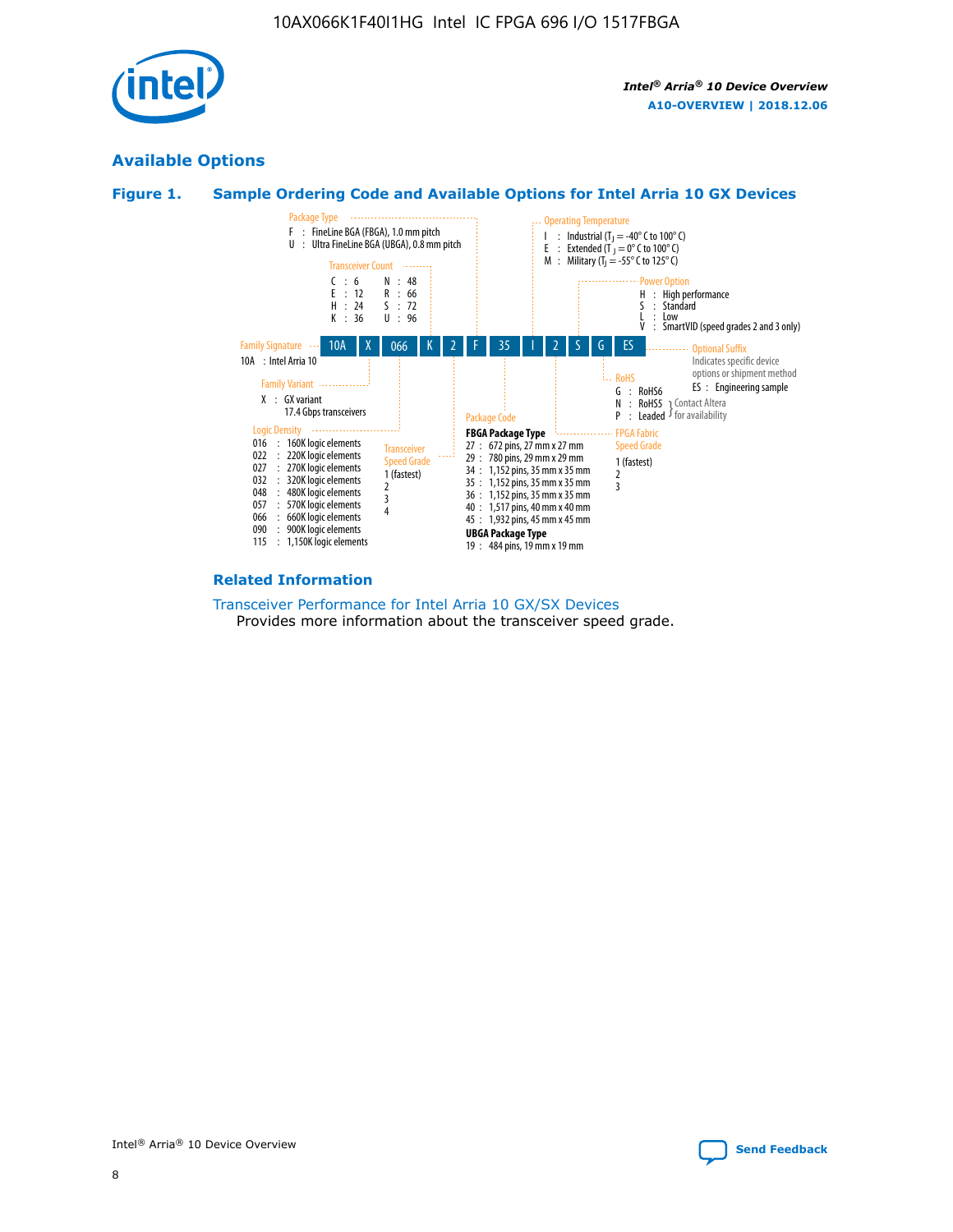## Available Options

### Figure 1. Sample Ordering Code and Available Options for Intel Arria 10 GX Devices

| 10A | X | 066 | K | 2 | F | 35 | I | 2 | S | G | ES |
|---|---|---|---|---|---|---|---|---|---|---|---|

**Family Signature**
10A : Intel Arria 10

**Family Variant**
X : GX variant
17.4 Gbps transceivers

**Logic Density**
016 : 160K logic elements
022 : 220K logic elements
027 : 270K logic elements
032 : 320K logic elements
048 : 480K logic elements
057 : 570K logic elements
066 : 660K logic elements
090 : 900K logic elements
115 : 1,150K logic elements

**Transceiver Count**
C : 6
E : 12
H : 24
K : 36
N : 48
R : 66
S : 72
U : 96

**Transceiver Speed Grade**
1 (fastest)
2
3
4

**Package Type**
F : FineLine BGA (FBGA), 1.0 mm pitch
U : Ultra FineLine BGA (UBGA), 0.8 mm pitch

**Package Code**

FBGA Package Type
27 : 672 pins, 27 mm x 27 mm
29 : 780 pins, 29 mm x 29 mm
34 : 1,152 pins, 35 mm x 35 mm
35 : 1,152 pins, 35 mm x 35 mm
36 : 1,152 pins, 35 mm x 35 mm
40 : 1,517 pins, 40 mm x 40 mm
45 : 1,932 pins, 45 mm x 45 mm

UBGA Package Type
19 : 484 pins, 19 mm x 19 mm

**Operating Temperature**
I : Industrial ($T_J$ = -40° C to 100° C)
E : Extended ($T_J$ = 0° C to 100° C)
M : Military ($T_J$ = -55° C to 125° C)

**FPGA Fabric Speed Grade**
1 (fastest)
2
3

**Power Option**
H : High performance
S : Standard
L : Low
V : SmartVID (speed grades 2 and 3 only)

**RoHS**
G : RoHS6
N : RoHS5 (Contact Altera for availability)
P : Leaded (Contact Altera for availability)

**Optional Suffix**
Indicates specific device options or shipment method
ES : Engineering sample

### Related Information

Transceiver Performance for Intel Arria 10 GX/SX Devices
Provides more information about the transceiver speed grade.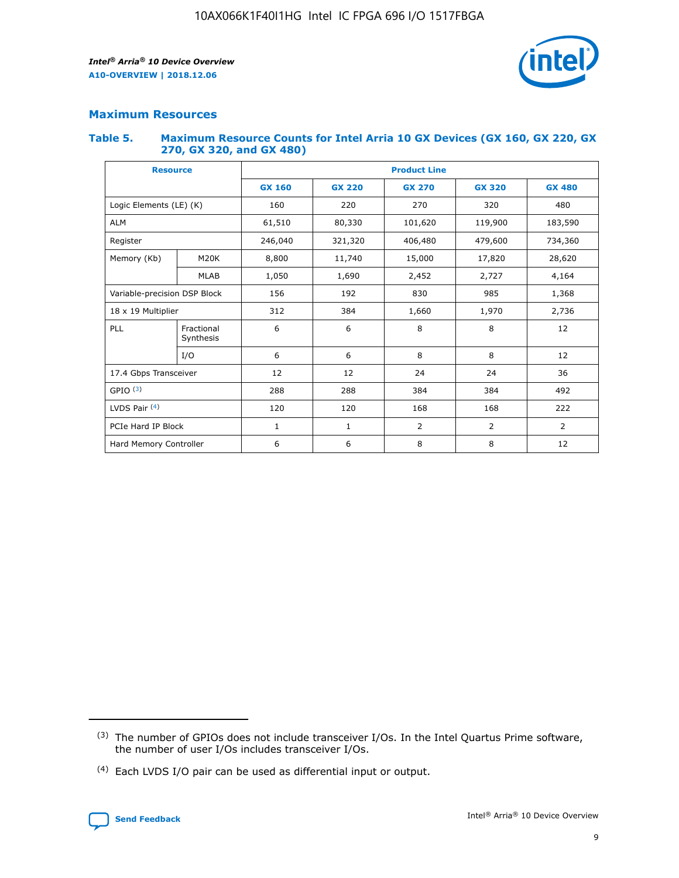## Maximum Resources

### Table 5. Maximum Resource Counts for Intel Arria 10 GX Devices (GX 160, GX 220, GX 270, GX 320, and GX 480)

| Resource | | Product Line | | | | |
|---|---|---|---|---|---|---|
| | | GX 160 | GX 220 | GX 270 | GX 320 | GX 480 |
| Logic Elements (LE) (K) | | 160 | 220 | 270 | 320 | 480 |
| ALM | | 61,510 | 80,330 | 101,620 | 119,900 | 183,590 |
| Register | | 246,040 | 321,320 | 406,480 | 479,600 | 734,360 |
| Memory (Kb) | M20K | 8,800 | 11,740 | 15,000 | 17,820 | 28,620 |
| | MLAB | 1,050 | 1,690 | 2,452 | 2,727 | 4,164 |
| Variable-precision DSP Block | | 156 | 192 | 830 | 985 | 1,368 |
| 18 x 19 Multiplier | | 312 | 384 | 1,660 | 1,970 | 2,736 |
| PLL | Fractional Synthesis | 6 | 6 | 8 | 8 | 12 |
| | I/O | 6 | 6 | 8 | 8 | 12 |
| 17.4 Gbps Transceiver | | 12 | 12 | 24 | 24 | 36 |
| GPIO [(3)] | | 288 | 288 | 384 | 384 | 492 |
| LVDS Pair [(4)] | | 120 | 120 | 168 | 168 | 222 |
| PCIe Hard IP Block | | 1 | 1 | 2 | 2 | 2 |
| Hard Memory Controller | | 6 | 6 | 8 | 8 | 12 |

(3) The number of GPIOs does not include transceiver I/Os. In the Intel Quartus Prime software, the number of user I/Os includes transceiver I/Os.

(4) Each LVDS I/O pair can be used as differential input or output.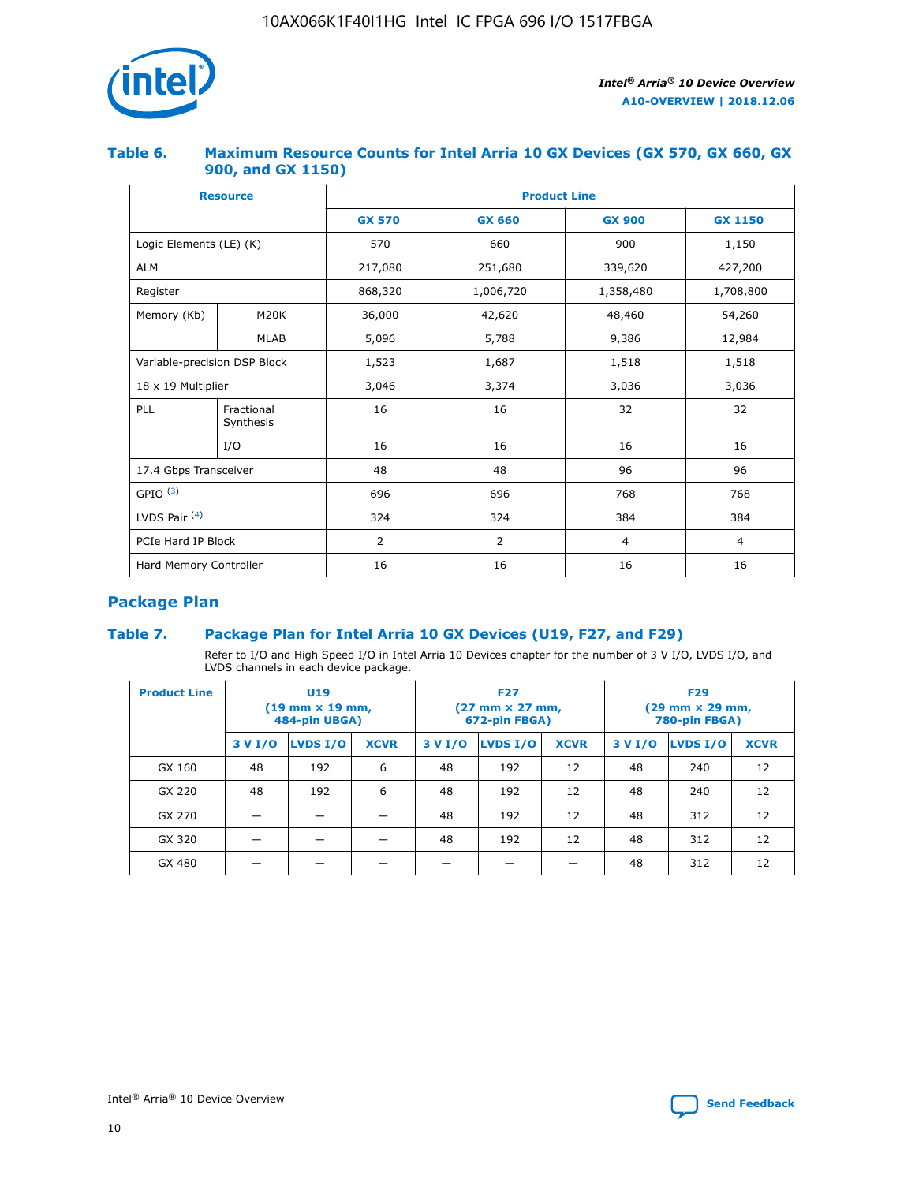### Table 6. Maximum Resource Counts for Intel Arria 10 GX Devices (GX 570, GX 660, GX 900, and GX 1150)

| Resource | | Product Line | | | |
|---|---|---|---|---|---|
| | | GX 570 | GX 660 | GX 900 | GX 1150 |
| Logic Elements (LE) (K) | | 570 | 660 | 900 | 1,150 |
| ALM | | 217,080 | 251,680 | 339,620 | 427,200 |
| Register | | 868,320 | 1,006,720 | 1,358,480 | 1,708,800 |
| Memory (Kb) | M20K | 36,000 | 42,620 | 48,460 | 54,260 |
| | MLAB | 5,096 | 5,788 | 9,386 | 12,984 |
| Variable-precision DSP Block | | 1,523 | 1,687 | 1,518 | 1,518 |
| 18 x 19 Multiplier | | 3,046 | 3,374 | 3,036 | 3,036 |
| PLL | Fractional Synthesis | 16 | 16 | 32 | 32 |
| | I/O | 16 | 16 | 16 | 16 |
| 17.4 Gbps Transceiver | | 48 | 48 | 96 | 96 |
| GPIO [(3)] | | 696 | 696 | 768 | 768 |
| LVDS Pair [(4)] | | 324 | 324 | 384 | 384 |
| PCIe Hard IP Block | | 2 | 2 | 4 | 4 |
| Hard Memory Controller | | 16 | 16 | 16 | 16 |

## Package Plan

### Table 7. Package Plan for Intel Arria 10 GX Devices (U19, F27, and F29)

Refer to I/O and High Speed I/O in Intel Arria 10 Devices chapter for the number of 3 V I/O, LVDS I/O, and LVDS channels in each device package.

| Product Line | U19 (19 mm × 19 mm, 484-pin UBGA) | | | F27 (27 mm × 27 mm, 672-pin FBGA) | | | F29 (29 mm × 29 mm, 780-pin FBGA) | | |
|---|---|---|---|---|---|---|---|---|---|
| | 3 V I/O | LVDS I/O | XCVR | 3 V I/O | LVDS I/O | XCVR | 3 V I/O | LVDS I/O | XCVR |
| GX 160 | 48 | 192 | 6 | 48 | 192 | 12 | 48 | 240 | 12 |
| GX 220 | 48 | 192 | 6 | 48 | 192 | 12 | 48 | 240 | 12 |
| GX 270 | — | — | — | 48 | 192 | 12 | 48 | 312 | 12 |
| GX 320 | — | — | — | 48 | 192 | 12 | 48 | 312 | 12 |
| GX 480 | — | — | — | — | — | — | 48 | 312 | 12 |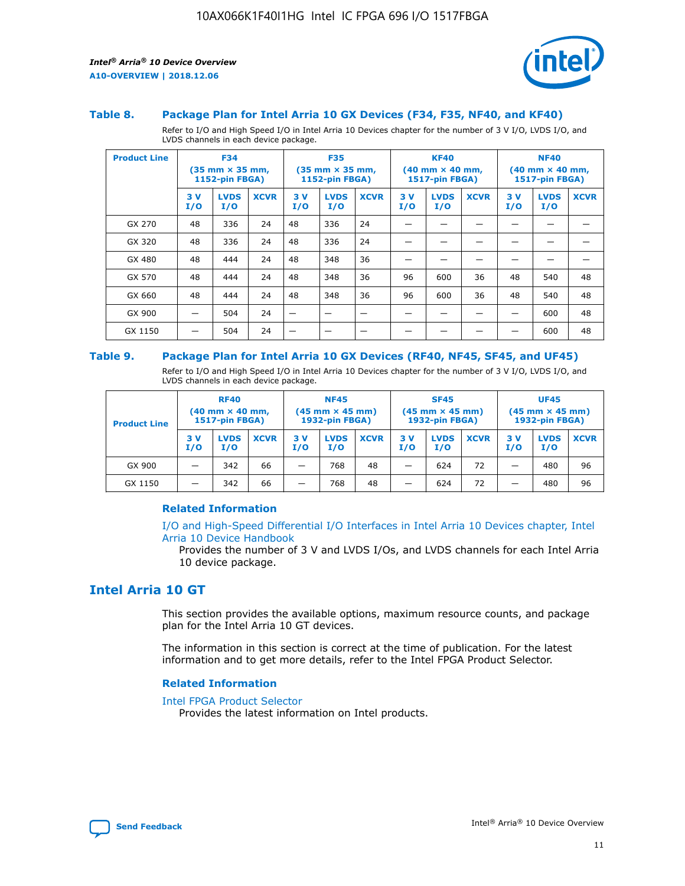### Table 8. Package Plan for Intel Arria 10 GX Devices (F34, F35, NF40, and KF40)

Refer to I/O and High Speed I/O in Intel Arria 10 Devices chapter for the number of 3 V I/O, LVDS I/O, and LVDS channels in each device package.

| Product Line | F34 (35 mm × 35 mm, 1152-pin FBGA) | | | F35 (35 mm × 35 mm, 1152-pin FBGA) | | | KF40 (40 mm × 40 mm, 1517-pin FBGA) | | | NF40 (40 mm × 40 mm, 1517-pin FBGA) | | |
|---|---|---|---|---|---|---|---|---|---|---|---|---|
| | 3 V I/O | LVDS I/O | XCVR | 3 V I/O | LVDS I/O | XCVR | 3 V I/O | LVDS I/O | XCVR | 3 V I/O | LVDS I/O | XCVR |
| GX 270 | 48 | 336 | 24 | 48 | 336 | 24 | — | — | — | — | — | — |
| GX 320 | 48 | 336 | 24 | 48 | 336 | 24 | — | — | — | — | — | — |
| GX 480 | 48 | 444 | 24 | 48 | 348 | 36 | — | — | — | — | — | — |
| GX 570 | 48 | 444 | 24 | 48 | 348 | 36 | 96 | 600 | 36 | 48 | 540 | 48 |
| GX 660 | 48 | 444 | 24 | 48 | 348 | 36 | 96 | 600 | 36 | 48 | 540 | 48 |
| GX 900 | — | 504 | 24 | — | — | — | — | — | — | — | 600 | 48 |
| GX 1150 | — | 504 | 24 | — | — | — | — | — | — | — | 600 | 48 |

### Table 9. Package Plan for Intel Arria 10 GX Devices (RF40, NF45, SF45, and UF45)

Refer to I/O and High Speed I/O in Intel Arria 10 Devices chapter for the number of 3 V I/O, LVDS I/O, and LVDS channels in each device package.

| Product Line | RF40 (40 mm × 40 mm, 1517-pin FBGA) | | | NF45 (45 mm × 45 mm) 1932-pin FBGA) | | | SF45 (45 mm × 45 mm) 1932-pin FBGA) | | | UF45 (45 mm × 45 mm) 1932-pin FBGA) | | |
|---|---|---|---|---|---|---|---|---|---|---|---|---|
| | 3 V I/O | LVDS I/O | XCVR | 3 V I/O | LVDS I/O | XCVR | 3 V I/O | LVDS I/O | XCVR | 3 V I/O | LVDS I/O | XCVR |
| GX 900 | — | 342 | 66 | — | 768 | 48 | — | 624 | 72 | — | 480 | 96 |
| GX 1150 | — | 342 | 66 | — | 768 | 48 | — | 624 | 72 | — | 480 | 96 |

#### Related Information

I/O and High-Speed Differential I/O Interfaces in Intel Arria 10 Devices chapter, Intel Arria 10 Device Handbook

Provides the number of 3 V and LVDS I/Os, and LVDS channels for each Intel Arria 10 device package.

## Intel Arria 10 GT

This section provides the available options, maximum resource counts, and package plan for the Intel Arria 10 GT devices.

The information in this section is correct at the time of publication. For the latest information and to get more details, refer to the Intel FPGA Product Selector.

#### Related Information

Intel FPGA Product Selector

Provides the latest information on Intel products.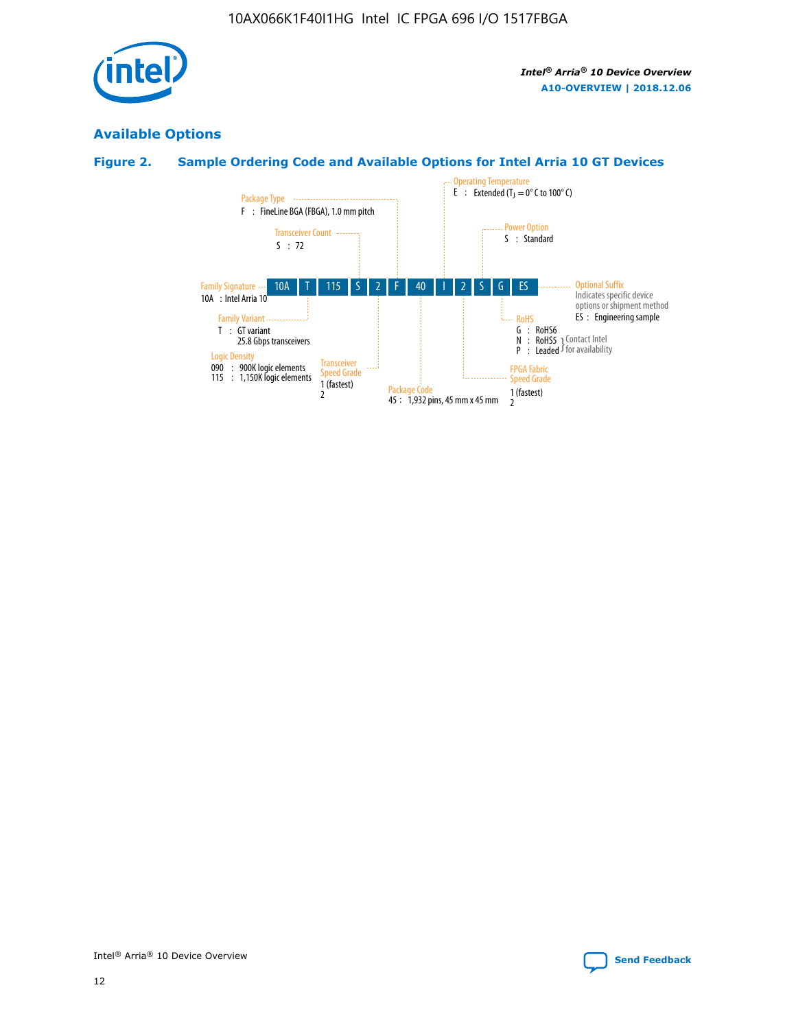## Available Options

### Figure 2. Sample Ordering Code and Available Options for Intel Arria 10 GT Devices

10A | T | 115 | S | 2 | F | 40 | I | 2 | S | G | ES

**Family Signature**
10A : Intel Arria 10

**Family Variant**
T : GT variant
25.8 Gbps transceivers

**Logic Density**
090 : 900K logic elements
115 : 1,150K logic elements

**Transceiver Count**
S : 72

**Transceiver Speed Grade**
1 (fastest)
2

**Package Type**
F : FineLine BGA (FBGA), 1.0 mm pitch

**Package Code**
45 : 1,932 pins, 45 mm x 45 mm

**Operating Temperature**
E : Extended ($T_J$ = 0° C to 100° C)

**FPGA Fabric Speed Grade**
1 (fastest)
2

**Power Option**
S : Standard

**RoHS**
G : RoHS6
N : RoHS5 } Contact Intel for availability
P : Leaded } Contact Intel for availability

**Optional Suffix**
Indicates specific device options or shipment method
ES : Engineering sample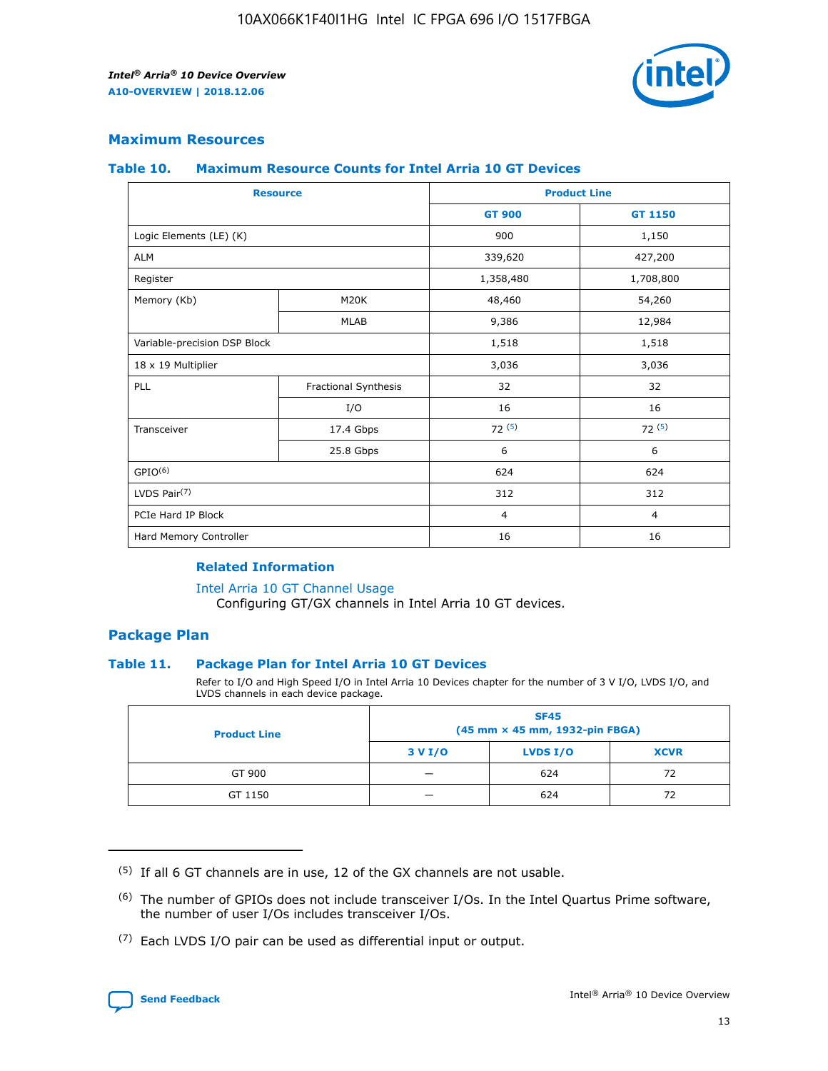## Maximum Resources

### Table 10. Maximum Resource Counts for Intel Arria 10 GT Devices

| Resource | | Product Line | |
|---|---|---|---|
| | | GT 900 | GT 1150 |
| Logic Elements (LE) (K) | | 900 | 1,150 |
| ALM | | 339,620 | 427,200 |
| Register | | 1,358,480 | 1,708,800 |
| Memory (Kb) | M20K | 48,460 | 54,260 |
| | MLAB | 9,386 | 12,984 |
| Variable-precision DSP Block | | 1,518 | 1,518 |
| 18 x 19 Multiplier | | 3,036 | 3,036 |
| PLL | Fractional Synthesis | 32 | 32 |
| | I/O | 16 | 16 |
| Transceiver | 17.4 Gbps | 72 [5] | 72 [5] |
| | 25.8 Gbps | 6 | 6 |
| GPIO[6] | | 624 | 624 |
| LVDS Pair[7] | | 312 | 312 |
| PCIe Hard IP Block | | 4 | 4 |
| Hard Memory Controller | | 16 | 16 |

**Related Information**

Intel Arria 10 GT Channel Usage
Configuring GT/GX channels in Intel Arria 10 GT devices.

## Package Plan

### Table 11. Package Plan for Intel Arria 10 GT Devices

Refer to I/O and High Speed I/O in Intel Arria 10 Devices chapter for the number of 3 V I/O, LVDS I/O, and LVDS channels in each device package.

| Product Line | SF45 (45 mm × 45 mm, 1932-pin FBGA) | | |
|---|---|---|---|
| | 3 V I/O | LVDS I/O | XCVR |
| GT 900 | — | 624 | 72 |
| GT 1150 | — | 624 | 72 |

(5) If all 6 GT channels are in use, 12 of the GX channels are not usable.

(6) The number of GPIOs does not include transceiver I/Os. In the Intel Quartus Prime software, the number of user I/Os includes transceiver I/Os.

(7) Each LVDS I/O pair can be used as differential input or output.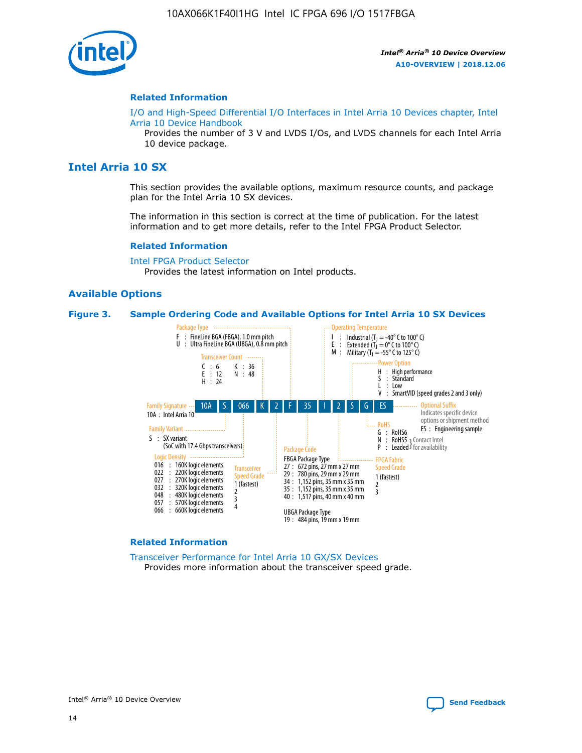## Related Information

I/O and High-Speed Differential I/O Interfaces in Intel Arria 10 Devices chapter, Intel Arria 10 Device Handbook

Provides the number of 3 V and LVDS I/Os, and LVDS channels for each Intel Arria 10 device package.

# Intel Arria 10 SX

This section provides the available options, maximum resource counts, and package plan for the Intel Arria 10 SX devices.

The information in this section is correct at the time of publication. For the latest information and to get more details, refer to the Intel FPGA Product Selector.

## Related Information

Intel FPGA Product Selector

Provides the latest information on Intel products.

## Available Options

**Figure 3. Sample Ordering Code and Available Options for Intel Arria 10 SX Devices**

10A | S | 066 | K | 2 | F | 35 | I | 2 | S | G | ES

**Family Signature**
- 10A : Intel Arria 10

**Family Variant**
- S : SX variant (SoC with 17.4 Gbps transceivers)

**Logic Density**
- 016 : 160K logic elements
- 022 : 220K logic elements
- 027 : 270K logic elements
- 032 : 320K logic elements
- 048 : 480K logic elements
- 057 : 570K logic elements
- 066 : 660K logic elements

**Transceiver Count**
- C : 6
- E : 12
- H : 24
- K : 36
- N : 48

**Transceiver Speed Grade**
- 1 (fastest)
- 2
- 3
- 4

**Package Type**
- F : FineLine BGA (FBGA), 1.0 mm pitch
- U : Ultra FineLine BGA (UBGA), 0.8 mm pitch

**Package Code**

FBGA Package Type
- 27 : 672 pins, 27 mm x 27 mm
- 29 : 780 pins, 29 mm x 29 mm
- 34 : 1,152 pins, 35 mm x 35 mm
- 35 : 1,152 pins, 35 mm x 35 mm
- 40 : 1,517 pins, 40 mm x 40 mm

UBGA Package Type
- 19 : 484 pins, 19 mm x 19 mm

**Operating Temperature**
- I : Industrial ($T_J$ = -40° C to 100° C)
- E : Extended ($T_J$ = 0° C to 100° C)
- M : Military ($T_J$ = -55° C to 125° C)

**FPGA Fabric Speed Grade**
- 1 (fastest)
- 2
- 3

**Power Option**
- H : High performance
- S : Standard
- L : Low
- V : SmartVID (speed grades 2 and 3 only)

**RoHS**
- G : RoHS6
- N : RoHS5 (Contact Intel for availability)
- P : Leaded (Contact Intel for availability)

**Optional Suffix**

Indicates specific device options or shipment method
- ES : Engineering sample

## Related Information

Transceiver Performance for Intel Arria 10 GX/SX Devices

Provides more information about the transceiver speed grade.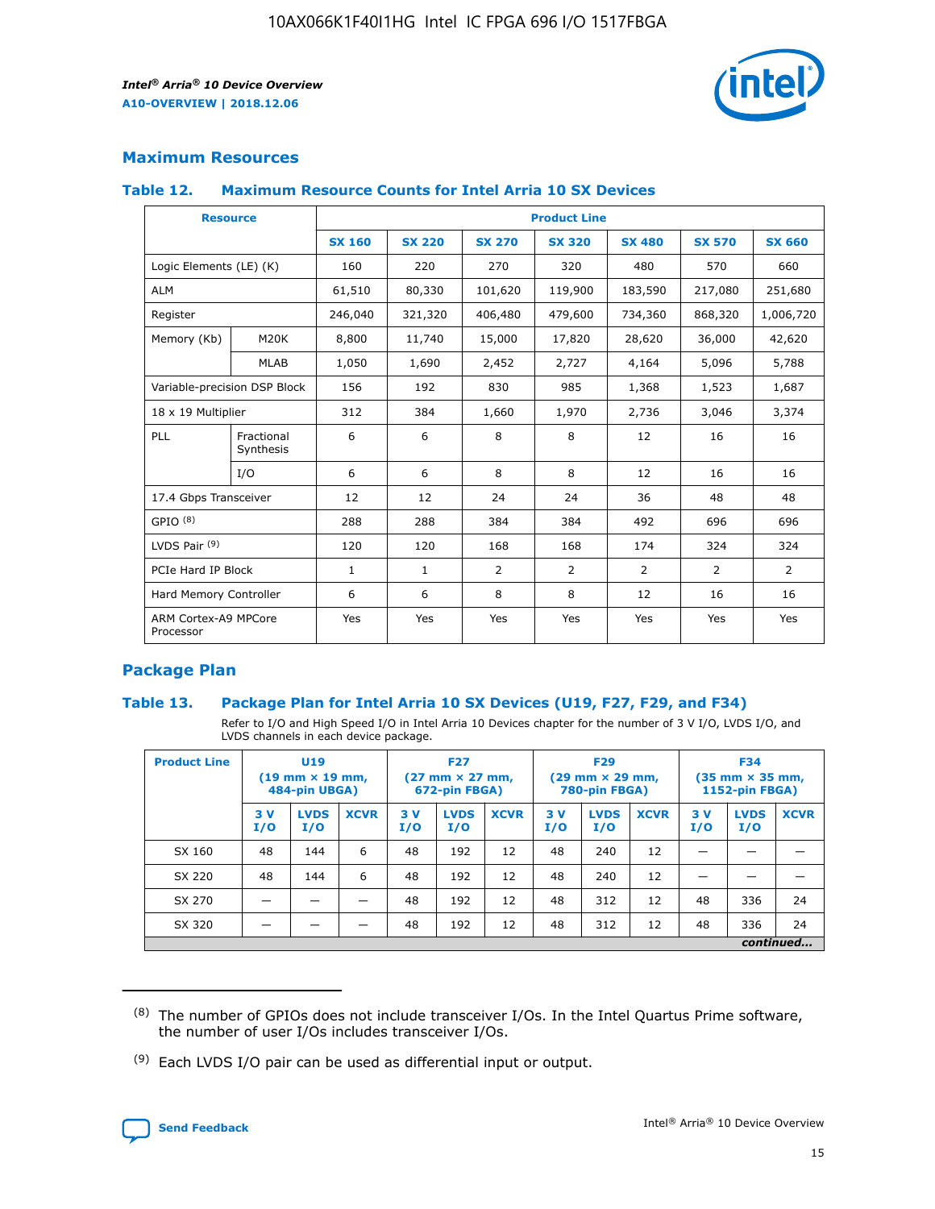## Maximum Resources

### Table 12. Maximum Resource Counts for Intel Arria 10 SX Devices

| Resource | | Product Line | | | | | | |
|---|---|---|---|---|---|---|---|---|
| | | SX 160 | SX 220 | SX 270 | SX 320 | SX 480 | SX 570 | SX 660 |
| Logic Elements (LE) (K) | | 160 | 220 | 270 | 320 | 480 | 570 | 660 |
| ALM | | 61,510 | 80,330 | 101,620 | 119,900 | 183,590 | 217,080 | 251,680 |
| Register | | 246,040 | 321,320 | 406,480 | 479,600 | 734,360 | 868,320 | 1,006,720 |
| Memory (Kb) | M20K | 8,800 | 11,740 | 15,000 | 17,820 | 28,620 | 36,000 | 42,620 |
| | MLAB | 1,050 | 1,690 | 2,452 | 2,727 | 4,164 | 5,096 | 5,788 |
| Variable-precision DSP Block | | 156 | 192 | 830 | 985 | 1,368 | 1,523 | 1,687 |
| 18 x 19 Multiplier | | 312 | 384 | 1,660 | 1,970 | 2,736 | 3,046 | 3,374 |
| PLL | Fractional Synthesis | 6 | 6 | 8 | 8 | 12 | 16 | 16 |
| | I/O | 6 | 6 | 8 | 8 | 12 | 16 | 16 |
| 17.4 Gbps Transceiver | | 12 | 12 | 24 | 24 | 36 | 48 | 48 |
| GPIO [8] | | 288 | 288 | 384 | 384 | 492 | 696 | 696 |
| LVDS Pair [9] | | 120 | 120 | 168 | 168 | 174 | 324 | 324 |
| PCIe Hard IP Block | | 1 | 1 | 2 | 2 | 2 | 2 | 2 |
| Hard Memory Controller | | 6 | 6 | 8 | 8 | 12 | 16 | 16 |
| ARM Cortex-A9 MPCore Processor | | Yes | Yes | Yes | Yes | Yes | Yes | Yes |

## Package Plan

### Table 13. Package Plan for Intel Arria 10 SX Devices (U19, F27, F29, and F34)

Refer to I/O and High Speed I/O in Intel Arria 10 Devices chapter for the number of 3 V I/O, LVDS I/O, and LVDS channels in each device package.

| Product Line | U19 (19 mm × 19 mm, 484-pin UBGA) | | | F27 (27 mm × 27 mm, 672-pin FBGA) | | | F29 (29 mm × 29 mm, 780-pin FBGA) | | | F34 (35 mm × 35 mm, 1152-pin FBGA) | | |
|---|---|---|---|---|---|---|---|---|---|---|---|---|
| | 3 V I/O | LVDS I/O | XCVR | 3 V I/O | LVDS I/O | XCVR | 3 V I/O | LVDS I/O | XCVR | 3 V I/O | LVDS I/O | XCVR |
| SX 160 | 48 | 144 | 6 | 48 | 192 | 12 | 48 | 240 | 12 | — | — | — |
| SX 220 | 48 | 144 | 6 | 48 | 192 | 12 | 48 | 240 | 12 | — | — | — |
| SX 270 | — | — | — | 48 | 192 | 12 | 48 | 312 | 12 | 48 | 336 | 24 |
| SX 320 | — | — | — | 48 | 192 | 12 | 48 | 312 | 12 | 48 | 336 | 24 |

*continued...*

(8) The number of GPIOs does not include transceiver I/Os. In the Intel Quartus Prime software, the number of user I/Os includes transceiver I/Os.

(9) Each LVDS I/O pair can be used as differential input or output.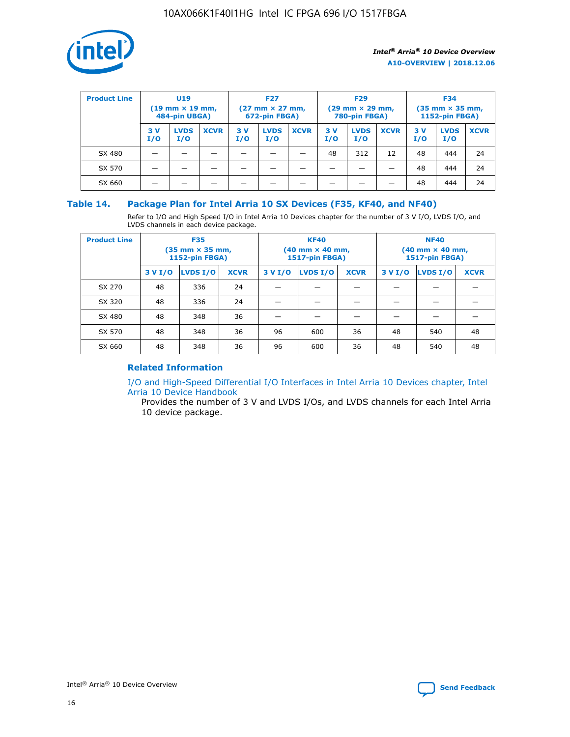| Product Line | U19 (19 mm × 19 mm, 484-pin UBGA) | | | F27 (27 mm × 27 mm, 672-pin FBGA) | | | F29 (29 mm × 29 mm, 780-pin FBGA) | | | F34 (35 mm × 35 mm, 1152-pin FBGA) | | |
|---|---|---|---|---|---|---|---|---|---|---|---|---|
| | 3 V I/O | LVDS I/O | XCVR | 3 V I/O | LVDS I/O | XCVR | 3 V I/O | LVDS I/O | XCVR | 3 V I/O | LVDS I/O | XCVR |
| SX 480 | — | — | — | — | — | — | 48 | 312 | 12 | 48 | 444 | 24 |
| SX 570 | — | — | — | — | — | — | — | — | — | 48 | 444 | 24 |
| SX 660 | — | — | — | — | — | — | — | — | — | 48 | 444 | 24 |

## Table 14. Package Plan for Intel Arria 10 SX Devices (F35, KF40, and NF40)

Refer to I/O and High Speed I/O in Intel Arria 10 Devices chapter for the number of 3 V I/O, LVDS I/O, and LVDS channels in each device package.

| Product Line | F35 (35 mm × 35 mm, 1152-pin FBGA) | | | KF40 (40 mm × 40 mm, 1517-pin FBGA) | | | NF40 (40 mm × 40 mm, 1517-pin FBGA) | | |
|---|---|---|---|---|---|---|---|---|---|
| | 3 V I/O | LVDS I/O | XCVR | 3 V I/O | LVDS I/O | XCVR | 3 V I/O | LVDS I/O | XCVR |
| SX 270 | 48 | 336 | 24 | — | — | — | — | — | — |
| SX 320 | 48 | 336 | 24 | — | — | — | — | — | — |
| SX 480 | 48 | 348 | 36 | — | — | — | — | — | — |
| SX 570 | 48 | 348 | 36 | 96 | 600 | 36 | 48 | 540 | 48 |
| SX 660 | 48 | 348 | 36 | 96 | 600 | 36 | 48 | 540 | 48 |

### Related Information

I/O and High-Speed Differential I/O Interfaces in Intel Arria 10 Devices chapter, Intel Arria 10 Device Handbook

Provides the number of 3 V and LVDS I/Os, and LVDS channels for each Intel Arria 10 device package.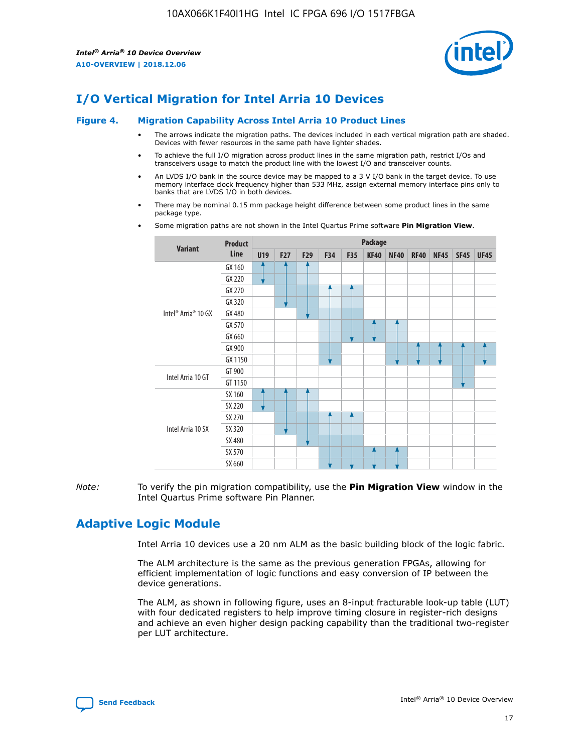# I/O Vertical Migration for Intel Arria 10 Devices

**Figure 4. Migration Capability Across Intel Arria 10 Product Lines**

- The arrows indicate the migration paths. The devices included in each vertical migration path are shaded. Devices with fewer resources in the same path have lighter shades.
- To achieve the full I/O migration across product lines in the same migration path, restrict I/Os and transceivers usage to match the product line with the lowest I/O and transceiver counts.
- An LVDS I/O bank in the source device may be mapped to a 3 V I/O bank in the target device. To use memory interface clock frequency higher than 533 MHz, assign external memory interface pins only to banks that are LVDS I/O in both devices.
- There may be nominal 0.15 mm package height difference between some product lines in the same package type.
- Some migration paths are not shown in the Intel Quartus Prime software **Pin Migration View**.

| Variant | Product Line | Package | | | | | | | | | | |
|---|---|---|---|---|---|---|---|---|---|---|---|---|
| | | U19 | F27 | F29 | F34 | F35 | KF40 | NF40 | RF40 | NF45 | SF45 | UF45 |
| Intel® Arria® 10 GX | GX 160 | | | | | | | | | | | |
| | GX 220 | | | | | | | | | | | |
| | GX 270 | | | | | | | | | | | |
| | GX 320 | | | | | | | | | | | |
| | GX 480 | | | | | | | | | | | |
| | GX 570 | | | | | | | | | | | |
| | GX 660 | | | | | | | | | | | |
| | GX 900 | | | | | | | | | | | |
| | GX 1150 | | | | | | | | | | | |
| Intel Arria 10 GT | GT 900 | | | | | | | | | | | |
| | GT 1150 | | | | | | | | | | | |
| Intel Arria 10 SX | SX 160 | | | | | | | | | | | |
| | SX 220 | | | | | | | | | | | |
| | SX 270 | | | | | | | | | | | |
| | SX 320 | | | | | | | | | | | |
| | SX 480 | | | | | | | | | | | |
| | SX 570 | | | | | | | | | | | |
| | SX 660 | | | | | | | | | | | |

*Note:* To verify the pin migration compatibility, use the **Pin Migration View** window in the Intel Quartus Prime software Pin Planner.

# Adaptive Logic Module

Intel Arria 10 devices use a 20 nm ALM as the basic building block of the logic fabric.

The ALM architecture is the same as the previous generation FPGAs, allowing for efficient implementation of logic functions and easy conversion of IP between the device generations.

The ALM, as shown in following figure, uses an 8-input fracturable look-up table (LUT) with four dedicated registers to help improve timing closure in register-rich designs and achieve an even higher design packing capability than the traditional two-register per LUT architecture.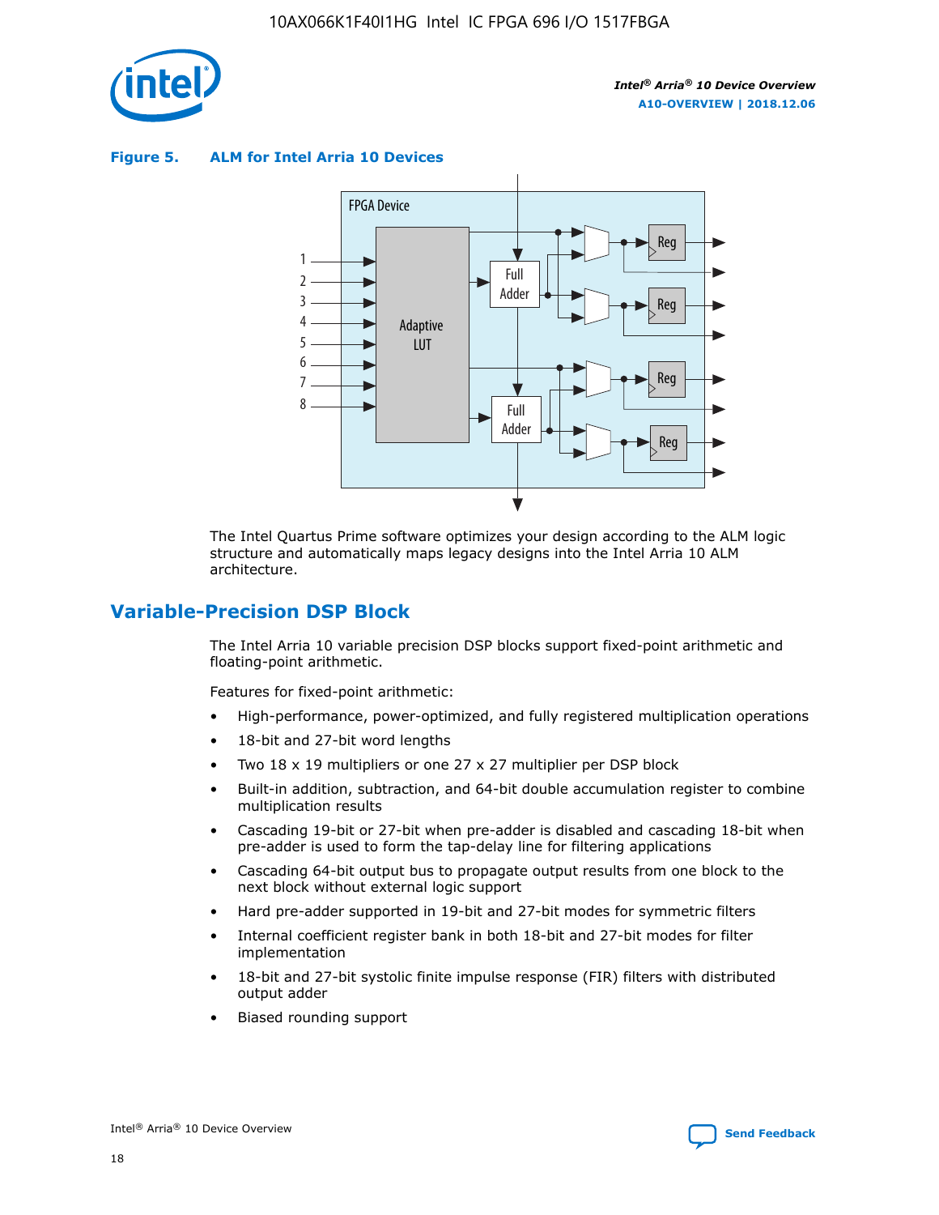**Figure 5. ALM for Intel Arria 10 Devices**

The Intel Quartus Prime software optimizes your design according to the ALM logic structure and automatically maps legacy designs into the Intel Arria 10 ALM architecture.

## Variable-Precision DSP Block

The Intel Arria 10 variable precision DSP blocks support fixed-point arithmetic and floating-point arithmetic.

Features for fixed-point arithmetic:

- High-performance, power-optimized, and fully registered multiplication operations
- 18-bit and 27-bit word lengths
- Two 18 x 19 multipliers or one 27 x 27 multiplier per DSP block
- Built-in addition, subtraction, and 64-bit double accumulation register to combine multiplication results
- Cascading 19-bit or 27-bit when pre-adder is disabled and cascading 18-bit when pre-adder is used to form the tap-delay line for filtering applications
- Cascading 64-bit output bus to propagate output results from one block to the next block without external logic support
- Hard pre-adder supported in 19-bit and 27-bit modes for symmetric filters
- Internal coefficient register bank in both 18-bit and 27-bit modes for filter implementation
- 18-bit and 27-bit systolic finite impulse response (FIR) filters with distributed output adder
- Biased rounding support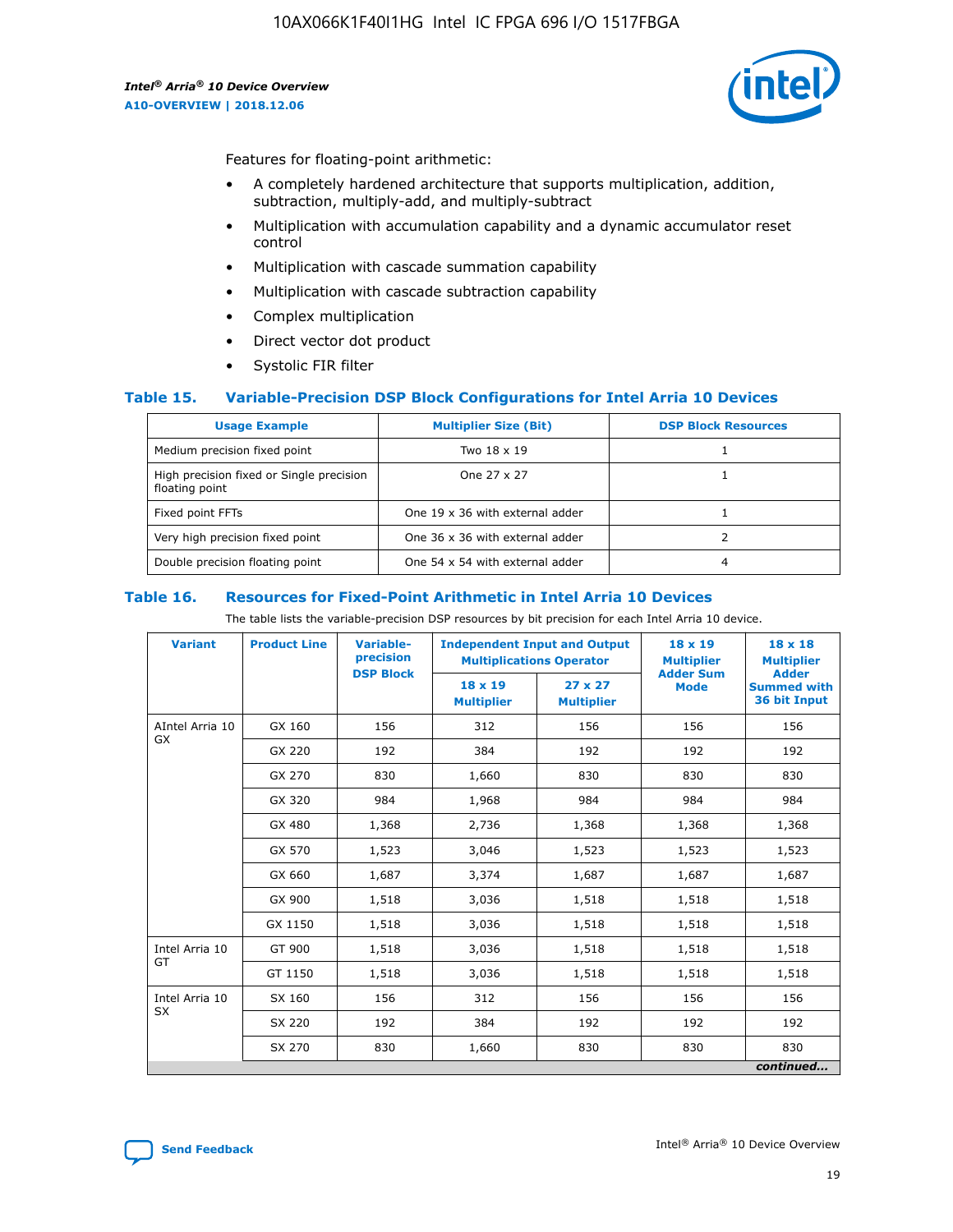Features for floating-point arithmetic:

- A completely hardened architecture that supports multiplication, addition, subtraction, multiply-add, and multiply-subtract
- Multiplication with accumulation capability and a dynamic accumulator reset control
- Multiplication with cascade summation capability
- Multiplication with cascade subtraction capability
- Complex multiplication
- Direct vector dot product
- Systolic FIR filter

### Table 15. Variable-Precision DSP Block Configurations for Intel Arria 10 Devices

| Usage Example | Multiplier Size (Bit) | DSP Block Resources |
|---|---|---|
| Medium precision fixed point | Two 18 x 19 | 1 |
| High precision fixed or Single precision floating point | One 27 x 27 | 1 |
| Fixed point FFTs | One 19 x 36 with external adder | 1 |
| Very high precision fixed point | One 36 x 36 with external adder | 2 |
| Double precision floating point | One 54 x 54 with external adder | 4 |

### Table 16. Resources for Fixed-Point Arithmetic in Intel Arria 10 Devices

The table lists the variable-precision DSP resources by bit precision for each Intel Arria 10 device.

| Variant | Product Line | Variable-precision DSP Block | Independent Input and Output Multiplications Operator | | 18 x 19 Multiplier Adder Sum Mode | 18 x 18 Multiplier Adder Summed with 36 bit Input |
|---|---|---|---|---|---|---|
| | | | 18 x 19 Multiplier | 27 x 27 Multiplier | | |
| AIntel Arria 10 GX | GX 160 | 156 | 312 | 156 | 156 | 156 |
| | GX 220 | 192 | 384 | 192 | 192 | 192 |
| | GX 270 | 830 | 1,660 | 830 | 830 | 830 |
| | GX 320 | 984 | 1,968 | 984 | 984 | 984 |
| | GX 480 | 1,368 | 2,736 | 1,368 | 1,368 | 1,368 |
| | GX 570 | 1,523 | 3,046 | 1,523 | 1,523 | 1,523 |
| | GX 660 | 1,687 | 3,374 | 1,687 | 1,687 | 1,687 |
| | GX 900 | 1,518 | 3,036 | 1,518 | 1,518 | 1,518 |
| | GX 1150 | 1,518 | 3,036 | 1,518 | 1,518 | 1,518 |
| Intel Arria 10 GT | GT 900 | 1,518 | 3,036 | 1,518 | 1,518 | 1,518 |
| | GT 1150 | 1,518 | 3,036 | 1,518 | 1,518 | 1,518 |
| Intel Arria 10 SX | SX 160 | 156 | 312 | 156 | 156 | 156 |
| | SX 220 | 192 | 384 | 192 | 192 | 192 |
| | SX 270 | 830 | 1,660 | 830 | 830 | 830 |

*continued...*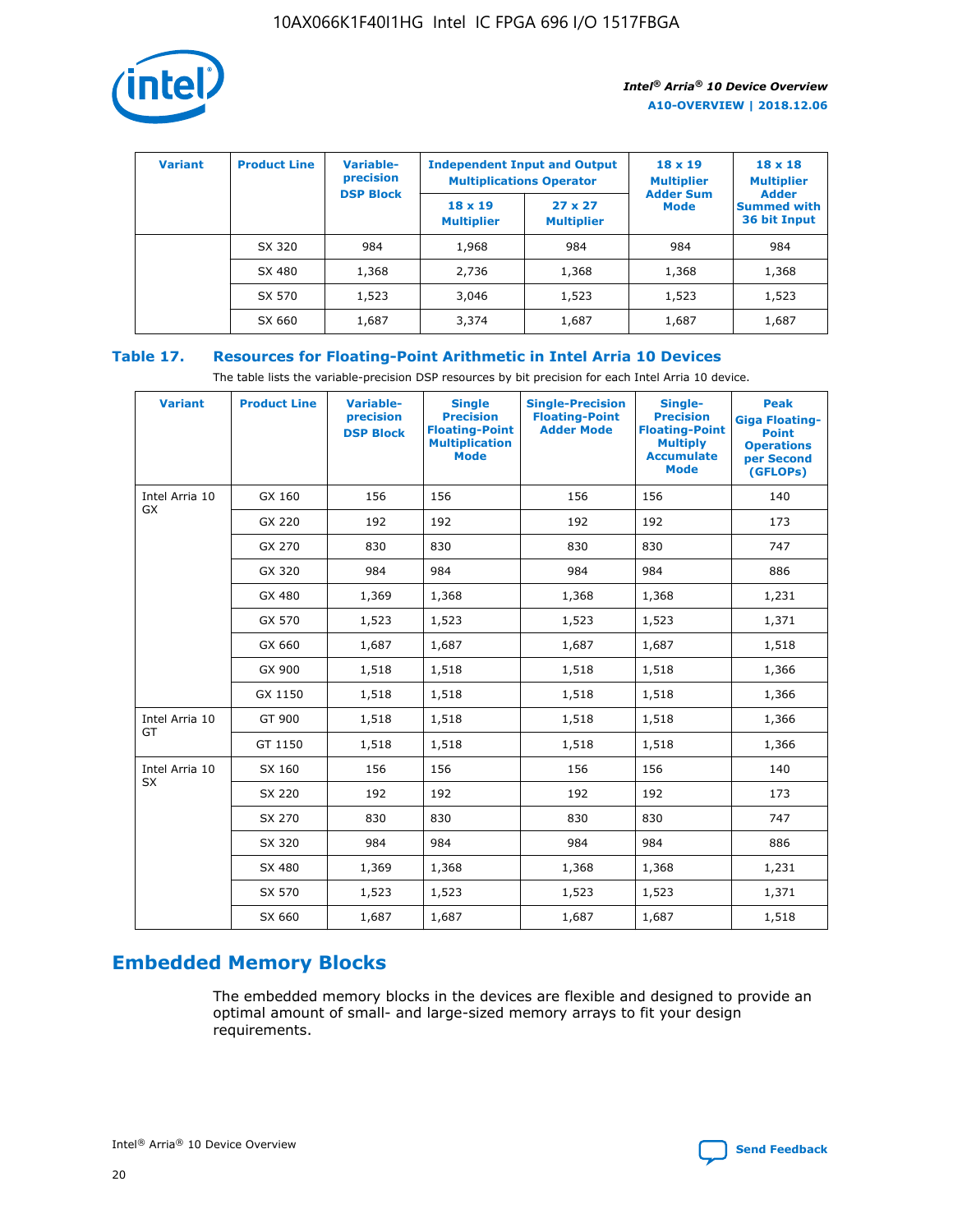| Variant | Product Line | Variable-precision DSP Block | Independent Input and Output Multiplications Operator | | 18 x 19 Multiplier Adder Sum Mode | 18 x 18 Multiplier Adder Summed with 36 bit Input |
|---|---|---|---|---|---|---|
| | | | 18 x 19 Multiplier | 27 x 27 Multiplier | | |
| | SX 320 | 984 | 1,968 | 984 | 984 | 984 |
| | SX 480 | 1,368 | 2,736 | 1,368 | 1,368 | 1,368 |
| | SX 570 | 1,523 | 3,046 | 1,523 | 1,523 | 1,523 |
| | SX 660 | 1,687 | 3,374 | 1,687 | 1,687 | 1,687 |

**Table 17. Resources for Floating-Point Arithmetic in Intel Arria 10 Devices**

The table lists the variable-precision DSP resources by bit precision for each Intel Arria 10 device.

| Variant | Product Line | Variable-precision DSP Block | Single Precision Floating-Point Multiplication Mode | Single-Precision Floating-Point Adder Mode | Single-Precision Floating-Point Multiply Accumulate Mode | Peak Giga Floating-Point Operations per Second (GFLOPs) |
|---|---|---|---|---|---|---|
| Intel Arria 10 GX | GX 160 | 156 | 156 | 156 | 156 | 140 |
| | GX 220 | 192 | 192 | 192 | 192 | 173 |
| | GX 270 | 830 | 830 | 830 | 830 | 747 |
| | GX 320 | 984 | 984 | 984 | 984 | 886 |
| | GX 480 | 1,369 | 1,368 | 1,368 | 1,368 | 1,231 |
| | GX 570 | 1,523 | 1,523 | 1,523 | 1,523 | 1,371 |
| | GX 660 | 1,687 | 1,687 | 1,687 | 1,687 | 1,518 |
| | GX 900 | 1,518 | 1,518 | 1,518 | 1,518 | 1,366 |
| | GX 1150 | 1,518 | 1,518 | 1,518 | 1,518 | 1,366 |
| Intel Arria 10 GT | GT 900 | 1,518 | 1,518 | 1,518 | 1,518 | 1,366 |
| | GT 1150 | 1,518 | 1,518 | 1,518 | 1,518 | 1,366 |
| Intel Arria 10 SX | SX 160 | 156 | 156 | 156 | 156 | 140 |
| | SX 220 | 192 | 192 | 192 | 192 | 173 |
| | SX 270 | 830 | 830 | 830 | 830 | 747 |
| | SX 320 | 984 | 984 | 984 | 984 | 886 |
| | SX 480 | 1,369 | 1,368 | 1,368 | 1,368 | 1,231 |
| | SX 570 | 1,523 | 1,523 | 1,523 | 1,523 | 1,371 |
| | SX 660 | 1,687 | 1,687 | 1,687 | 1,687 | 1,518 |

## Embedded Memory Blocks

The embedded memory blocks in the devices are flexible and designed to provide an optimal amount of small- and large-sized memory arrays to fit your design requirements.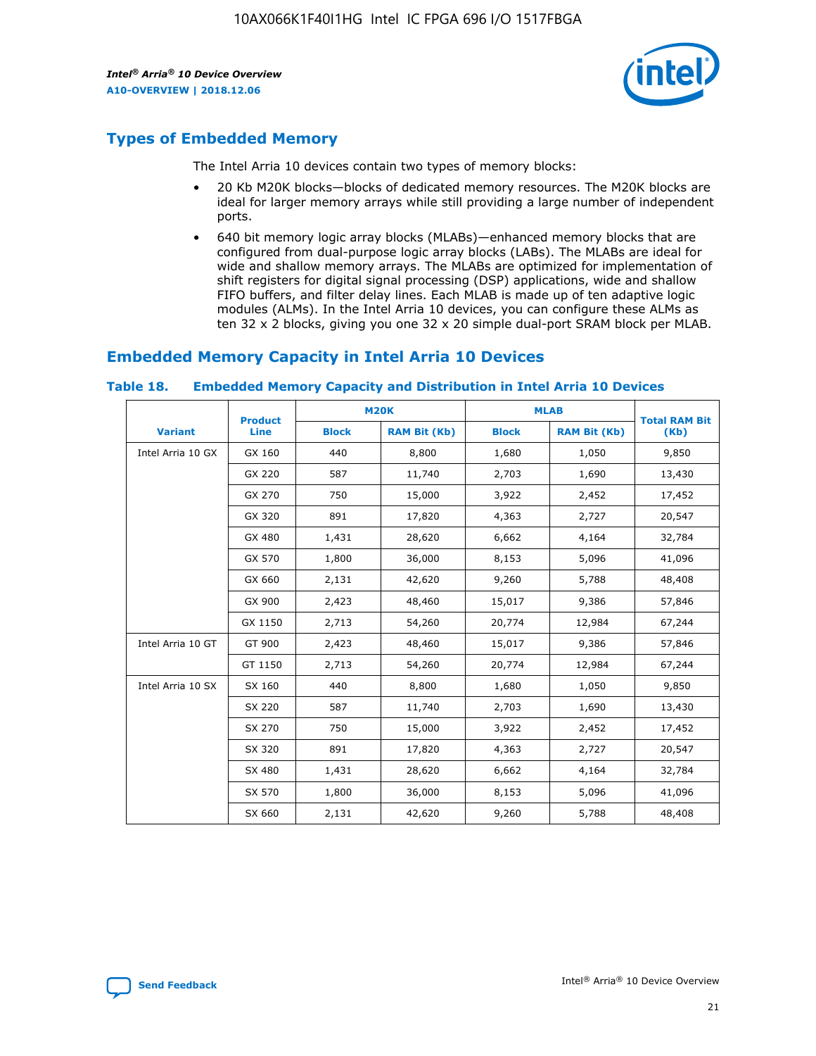## Types of Embedded Memory

The Intel Arria 10 devices contain two types of memory blocks:

- 20 Kb M20K blocks—blocks of dedicated memory resources. The M20K blocks are ideal for larger memory arrays while still providing a large number of independent ports.
- 640 bit memory logic array blocks (MLABs)—enhanced memory blocks that are configured from dual-purpose logic array blocks (LABs). The MLABs are ideal for wide and shallow memory arrays. The MLABs are optimized for implementation of shift registers for digital signal processing (DSP) applications, wide and shallow FIFO buffers, and filter delay lines. Each MLAB is made up of ten adaptive logic modules (ALMs). In the Intel Arria 10 devices, you can configure these ALMs as ten 32 x 2 blocks, giving you one 32 x 20 simple dual-port SRAM block per MLAB.

## Embedded Memory Capacity in Intel Arria 10 Devices

**Table 18. Embedded Memory Capacity and Distribution in Intel Arria 10 Devices**

| Variant | Product Line | M20K | | MLAB | | Total RAM Bit (Kb) |
|---|---|---|---|---|---|---|
| | | Block | RAM Bit (Kb) | Block | RAM Bit (Kb) | |
| Intel Arria 10 GX | GX 160 | 440 | 8,800 | 1,680 | 1,050 | 9,850 |
| | GX 220 | 587 | 11,740 | 2,703 | 1,690 | 13,430 |
| | GX 270 | 750 | 15,000 | 3,922 | 2,452 | 17,452 |
| | GX 320 | 891 | 17,820 | 4,363 | 2,727 | 20,547 |
| | GX 480 | 1,431 | 28,620 | 6,662 | 4,164 | 32,784 |
| | GX 570 | 1,800 | 36,000 | 8,153 | 5,096 | 41,096 |
| | GX 660 | 2,131 | 42,620 | 9,260 | 5,788 | 48,408 |
| | GX 900 | 2,423 | 48,460 | 15,017 | 9,386 | 57,846 |
| | GX 1150 | 2,713 | 54,260 | 20,774 | 12,984 | 67,244 |
| Intel Arria 10 GT | GT 900 | 2,423 | 48,460 | 15,017 | 9,386 | 57,846 |
| | GT 1150 | 2,713 | 54,260 | 20,774 | 12,984 | 67,244 |
| Intel Arria 10 SX | SX 160 | 440 | 8,800 | 1,680 | 1,050 | 9,850 |
| | SX 220 | 587 | 11,740 | 2,703 | 1,690 | 13,430 |
| | SX 270 | 750 | 15,000 | 3,922 | 2,452 | 17,452 |
| | SX 320 | 891 | 17,820 | 4,363 | 2,727 | 20,547 |
| | SX 480 | 1,431 | 28,620 | 6,662 | 4,164 | 32,784 |
| | SX 570 | 1,800 | 36,000 | 8,153 | 5,096 | 41,096 |
| | SX 660 | 2,131 | 42,620 | 9,260 | 5,788 | 48,408 |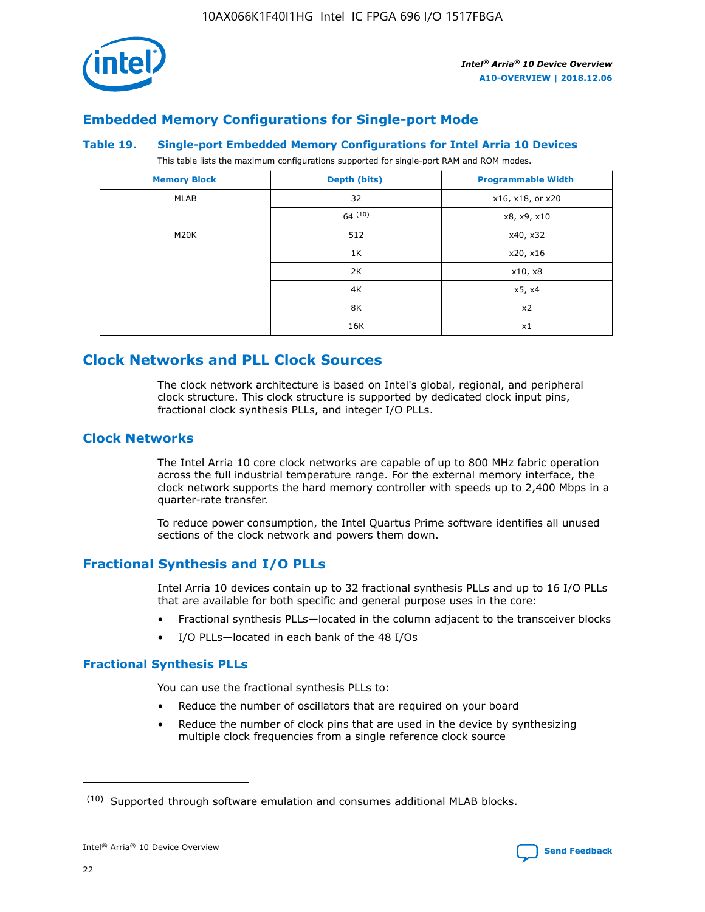## Embedded Memory Configurations for Single-port Mode

### Table 19. Single-port Embedded Memory Configurations for Intel Arria 10 Devices

This table lists the maximum configurations supported for single-port RAM and ROM modes.

| Memory Block | Depth (bits) | Programmable Width |
|---|---|---|
| MLAB | 32 | x16, x18, or x20 |
| | 64 (10) | x8, x9, x10 |
| M20K | 512 | x40, x32 |
| | 1K | x20, x16 |
| | 2K | x10, x8 |
| | 4K | x5, x4 |
| | 8K | x2 |
| | 16K | x1 |

# Clock Networks and PLL Clock Sources

The clock network architecture is based on Intel's global, regional, and peripheral clock structure. This clock structure is supported by dedicated clock input pins, fractional clock synthesis PLLs, and integer I/O PLLs.

## Clock Networks

The Intel Arria 10 core clock networks are capable of up to 800 MHz fabric operation across the full industrial temperature range. For the external memory interface, the clock network supports the hard memory controller with speeds up to 2,400 Mbps in a quarter-rate transfer.

To reduce power consumption, the Intel Quartus Prime software identifies all unused sections of the clock network and powers them down.

## Fractional Synthesis and I/O PLLs

Intel Arria 10 devices contain up to 32 fractional synthesis PLLs and up to 16 I/O PLLs that are available for both specific and general purpose uses in the core:

- Fractional synthesis PLLs—located in the column adjacent to the transceiver blocks
- I/O PLLs—located in each bank of the 48 I/Os

### Fractional Synthesis PLLs

You can use the fractional synthesis PLLs to:

- Reduce the number of oscillators that are required on your board
- Reduce the number of clock pins that are used in the device by synthesizing multiple clock frequencies from a single reference clock source

(10) Supported through software emulation and consumes additional MLAB blocks.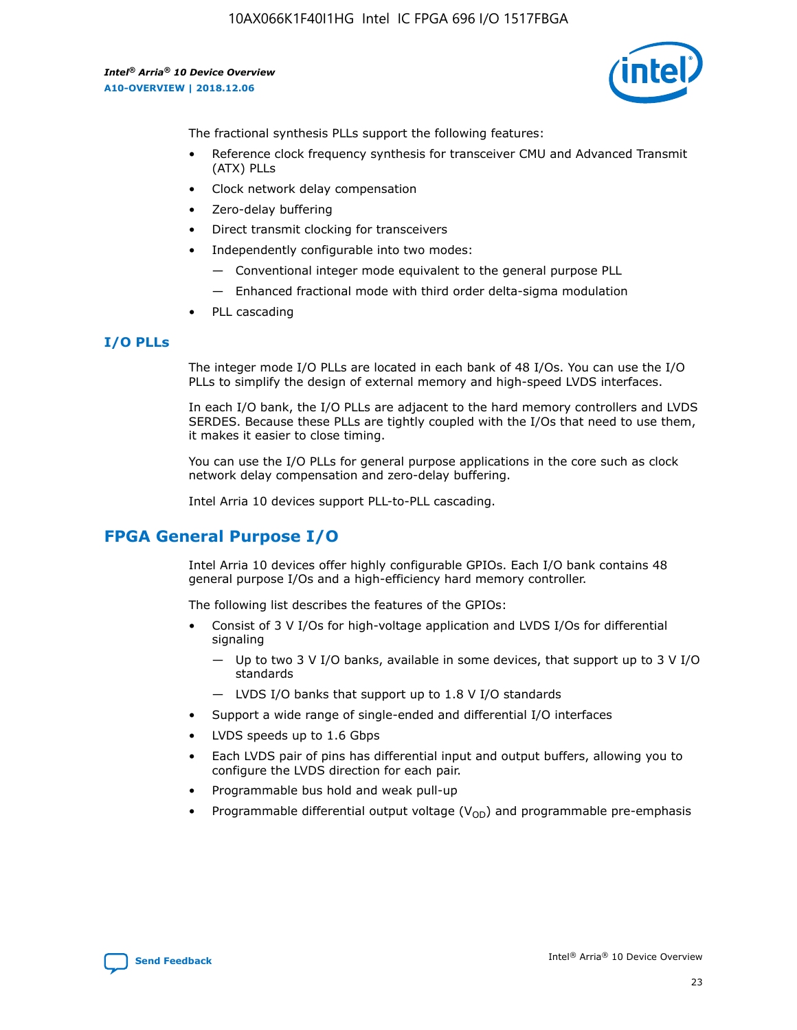The fractional synthesis PLLs support the following features:

- Reference clock frequency synthesis for transceiver CMU and Advanced Transmit (ATX) PLLs
- Clock network delay compensation
- Zero-delay buffering
- Direct transmit clocking for transceivers
- Independently configurable into two modes:
  - Conventional integer mode equivalent to the general purpose PLL
  - Enhanced fractional mode with third order delta-sigma modulation
- PLL cascading

### I/O PLLs

The integer mode I/O PLLs are located in each bank of 48 I/Os. You can use the I/O PLLs to simplify the design of external memory and high-speed LVDS interfaces.

In each I/O bank, the I/O PLLs are adjacent to the hard memory controllers and LVDS SERDES. Because these PLLs are tightly coupled with the I/Os that need to use them, it makes it easier to close timing.

You can use the I/O PLLs for general purpose applications in the core such as clock network delay compensation and zero-delay buffering.

Intel Arria 10 devices support PLL-to-PLL cascading.

## FPGA General Purpose I/O

Intel Arria 10 devices offer highly configurable GPIOs. Each I/O bank contains 48 general purpose I/Os and a high-efficiency hard memory controller.

The following list describes the features of the GPIOs:

- Consist of 3 V I/Os for high-voltage application and LVDS I/Os for differential signaling
  - Up to two 3 V I/O banks, available in some devices, that support up to 3 V I/O standards
  - LVDS I/O banks that support up to 1.8 V I/O standards
- Support a wide range of single-ended and differential I/O interfaces
- LVDS speeds up to 1.6 Gbps
- Each LVDS pair of pins has differential input and output buffers, allowing you to configure the LVDS direction for each pair.
- Programmable bus hold and weak pull-up
- Programmable differential output voltage ($V_{OD}$) and programmable pre-emphasis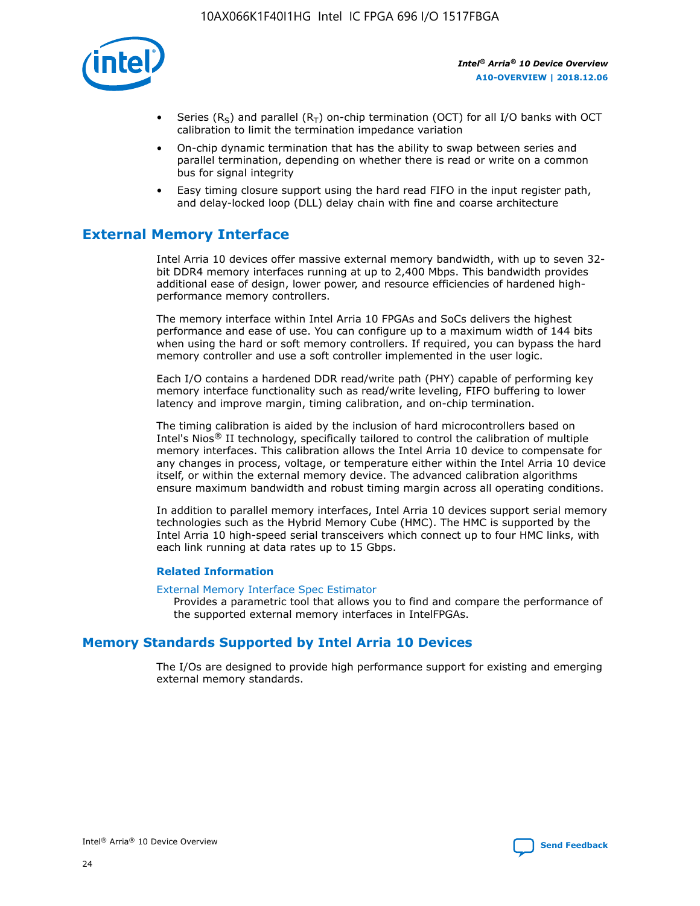- Series ($R_S$) and parallel ($R_T$) on-chip termination (OCT) for all I/O banks with OCT calibration to limit the termination impedance variation
- On-chip dynamic termination that has the ability to swap between series and parallel termination, depending on whether there is read or write on a common bus for signal integrity
- Easy timing closure support using the hard read FIFO in the input register path, and delay-locked loop (DLL) delay chain with fine and coarse architecture

## External Memory Interface

Intel Arria 10 devices offer massive external memory bandwidth, with up to seven 32-bit DDR4 memory interfaces running at up to 2,400 Mbps. This bandwidth provides additional ease of design, lower power, and resource efficiencies of hardened high-performance memory controllers.

The memory interface within Intel Arria 10 FPGAs and SoCs delivers the highest performance and ease of use. You can configure up to a maximum width of 144 bits when using the hard or soft memory controllers. If required, you can bypass the hard memory controller and use a soft controller implemented in the user logic.

Each I/O contains a hardened DDR read/write path (PHY) capable of performing key memory interface functionality such as read/write leveling, FIFO buffering to lower latency and improve margin, timing calibration, and on-chip termination.

The timing calibration is aided by the inclusion of hard microcontrollers based on Intel's Nios® II technology, specifically tailored to control the calibration of multiple memory interfaces. This calibration allows the Intel Arria 10 device to compensate for any changes in process, voltage, or temperature either within the Intel Arria 10 device itself, or within the external memory device. The advanced calibration algorithms ensure maximum bandwidth and robust timing margin across all operating conditions.

In addition to parallel memory interfaces, Intel Arria 10 devices support serial memory technologies such as the Hybrid Memory Cube (HMC). The HMC is supported by the Intel Arria 10 high-speed serial transceivers which connect up to four HMC links, with each link running at data rates up to 15 Gbps.

### Related Information

External Memory Interface Spec Estimator
Provides a parametric tool that allows you to find and compare the performance of the supported external memory interfaces in IntelFPGAs.

## Memory Standards Supported by Intel Arria 10 Devices

The I/Os are designed to provide high performance support for existing and emerging external memory standards.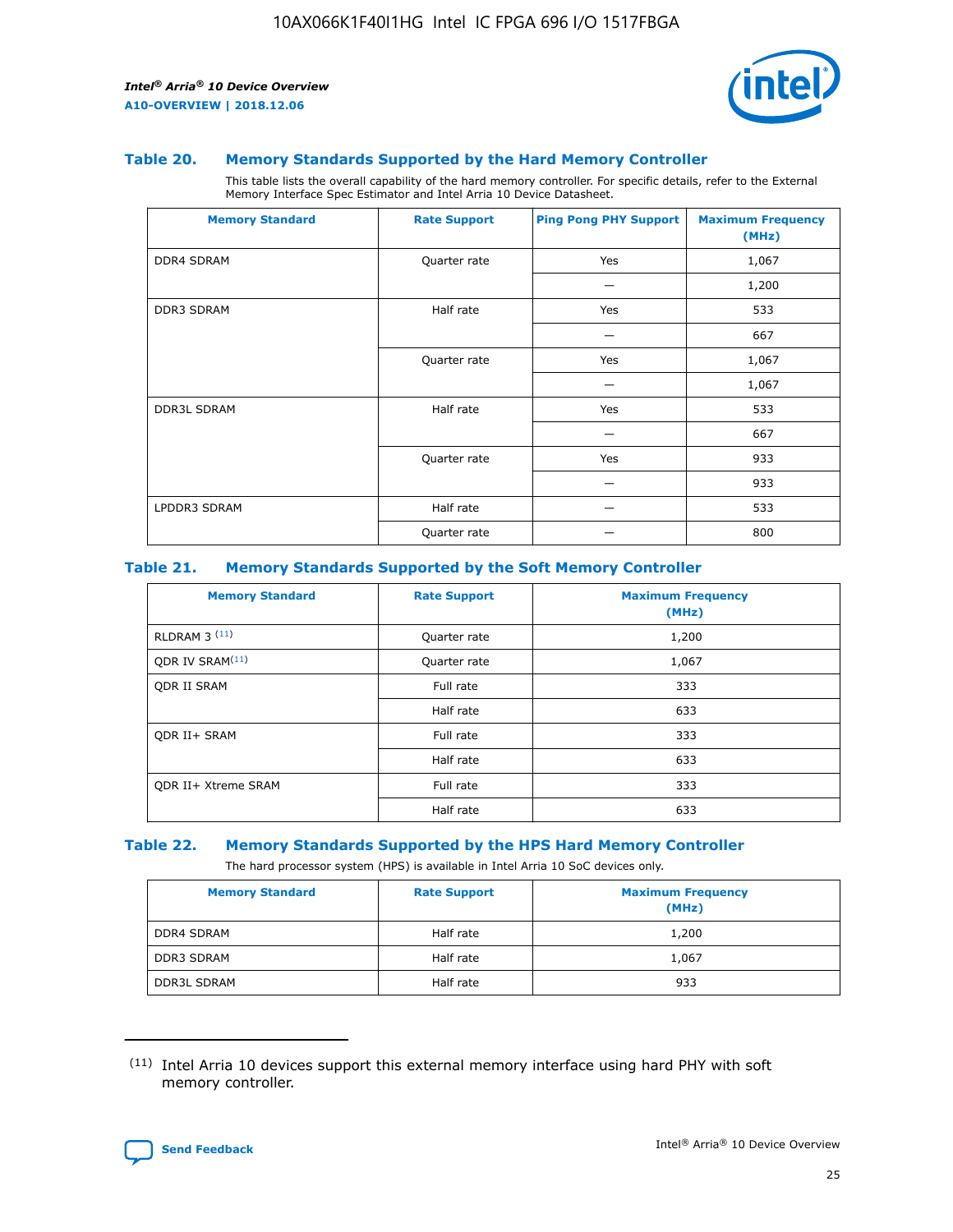### Table 20. Memory Standards Supported by the Hard Memory Controller

This table lists the overall capability of the hard memory controller. For specific details, refer to the External Memory Interface Spec Estimator and Intel Arria 10 Device Datasheet.

| Memory Standard | Rate Support | Ping Pong PHY Support | Maximum Frequency (MHz) |
|---|---|---|---|
| DDR4 SDRAM | Quarter rate | Yes | 1,067 |
| | | — | 1,200 |
| DDR3 SDRAM | Half rate | Yes | 533 |
| | | — | 667 |
| | Quarter rate | Yes | 1,067 |
| | | — | 1,067 |
| DDR3L SDRAM | Half rate | Yes | 533 |
| | | — | 667 |
| | Quarter rate | Yes | 933 |
| | | — | 933 |
| LPDDR3 SDRAM | Half rate | — | 533 |
| | Quarter rate | — | 800 |

### Table 21. Memory Standards Supported by the Soft Memory Controller

| Memory Standard | Rate Support | Maximum Frequency (MHz) |
|---|---|---|
| RLDRAM 3 [(11)] | Quarter rate | 1,200 |
| QDR IV SRAM[(11)] | Quarter rate | 1,067 |
| QDR II SRAM | Full rate | 333 |
| | Half rate | 633 |
| QDR II+ SRAM | Full rate | 333 |
| | Half rate | 633 |
| QDR II+ Xtreme SRAM | Full rate | 333 |
| | Half rate | 633 |

### Table 22. Memory Standards Supported by the HPS Hard Memory Controller

The hard processor system (HPS) is available in Intel Arria 10 SoC devices only.

| Memory Standard | Rate Support | Maximum Frequency (MHz) |
|---|---|---|
| DDR4 SDRAM | Half rate | 1,200 |
| DDR3 SDRAM | Half rate | 1,067 |
| DDR3L SDRAM | Half rate | 933 |

(11) Intel Arria 10 devices support this external memory interface using hard PHY with soft memory controller.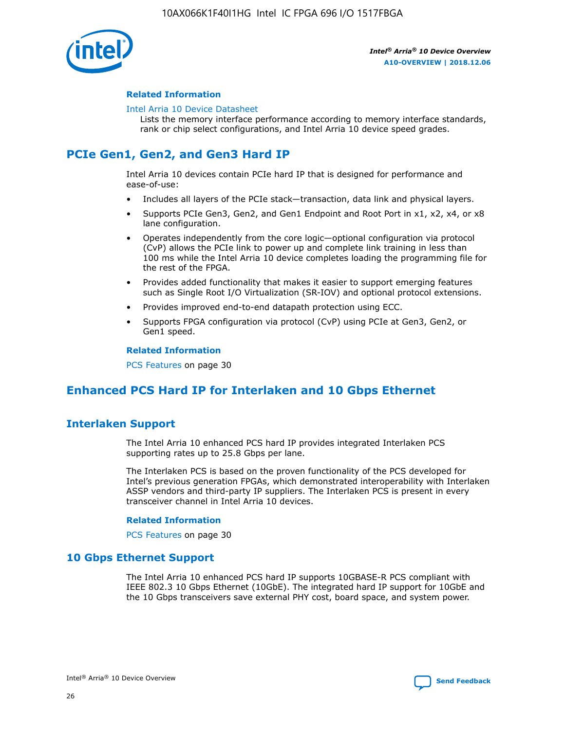#### Related Information

Intel Arria 10 Device Datasheet
Lists the memory interface performance according to memory interface standards, rank or chip select configurations, and Intel Arria 10 device speed grades.

## PCIe Gen1, Gen2, and Gen3 Hard IP

Intel Arria 10 devices contain PCIe hard IP that is designed for performance and ease-of-use:

- Includes all layers of the PCIe stack—transaction, data link and physical layers.
- Supports PCIe Gen3, Gen2, and Gen1 Endpoint and Root Port in x1, x2, x4, or x8 lane configuration.
- Operates independently from the core logic—optional configuration via protocol (CvP) allows the PCIe link to power up and complete link training in less than 100 ms while the Intel Arria 10 device completes loading the programming file for the rest of the FPGA.
- Provides added functionality that makes it easier to support emerging features such as Single Root I/O Virtualization (SR-IOV) and optional protocol extensions.
- Provides improved end-to-end datapath protection using ECC.
- Supports FPGA configuration via protocol (CvP) using PCIe at Gen3, Gen2, or Gen1 speed.

#### Related Information

PCS Features on page 30

## Enhanced PCS Hard IP for Interlaken and 10 Gbps Ethernet

### Interlaken Support

The Intel Arria 10 enhanced PCS hard IP provides integrated Interlaken PCS supporting rates up to 25.8 Gbps per lane.

The Interlaken PCS is based on the proven functionality of the PCS developed for Intel's previous generation FPGAs, which demonstrated interoperability with Interlaken ASSP vendors and third-party IP suppliers. The Interlaken PCS is present in every transceiver channel in Intel Arria 10 devices.

#### Related Information

PCS Features on page 30

### 10 Gbps Ethernet Support

The Intel Arria 10 enhanced PCS hard IP supports 10GBASE-R PCS compliant with IEEE 802.3 10 Gbps Ethernet (10GbE). The integrated hard IP support for 10GbE and the 10 Gbps transceivers save external PHY cost, board space, and system power.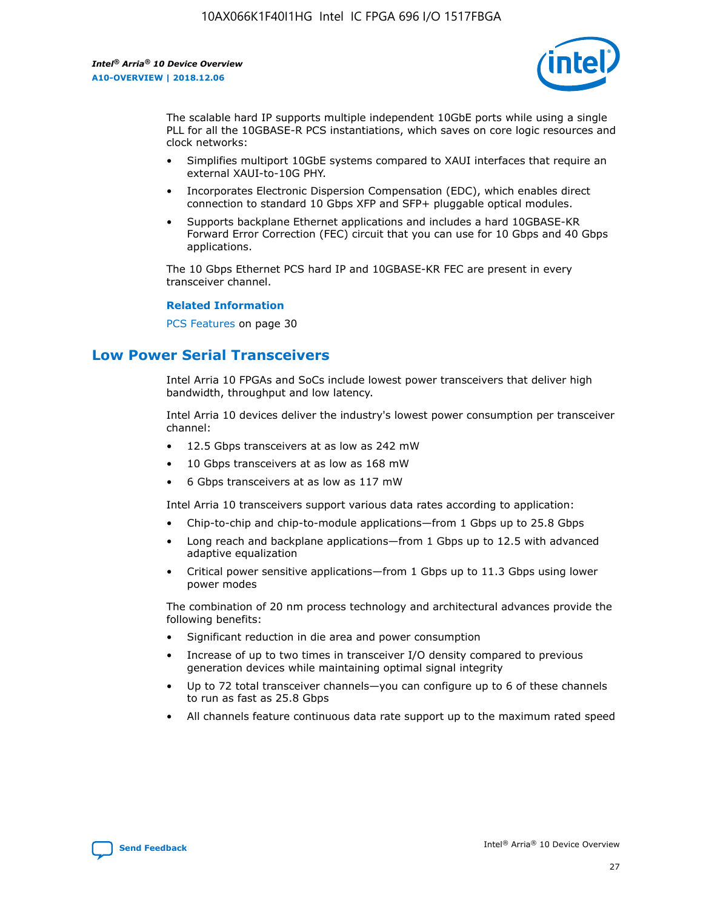The scalable hard IP supports multiple independent 10GbE ports while using a single PLL for all the 10GBASE-R PCS instantiations, which saves on core logic resources and clock networks:

- Simplifies multiport 10GbE systems compared to XAUI interfaces that require an external XAUI-to-10G PHY.
- Incorporates Electronic Dispersion Compensation (EDC), which enables direct connection to standard 10 Gbps XFP and SFP+ pluggable optical modules.
- Supports backplane Ethernet applications and includes a hard 10GBASE-KR Forward Error Correction (FEC) circuit that you can use for 10 Gbps and 40 Gbps applications.

The 10 Gbps Ethernet PCS hard IP and 10GBASE-KR FEC are present in every transceiver channel.

**Related Information**

PCS Features on page 30

## Low Power Serial Transceivers

Intel Arria 10 FPGAs and SoCs include lowest power transceivers that deliver high bandwidth, throughput and low latency.

Intel Arria 10 devices deliver the industry's lowest power consumption per transceiver channel:

- 12.5 Gbps transceivers at as low as 242 mW
- 10 Gbps transceivers at as low as 168 mW
- 6 Gbps transceivers at as low as 117 mW

Intel Arria 10 transceivers support various data rates according to application:

- Chip-to-chip and chip-to-module applications—from 1 Gbps up to 25.8 Gbps
- Long reach and backplane applications—from 1 Gbps up to 12.5 with advanced adaptive equalization
- Critical power sensitive applications—from 1 Gbps up to 11.3 Gbps using lower power modes

The combination of 20 nm process technology and architectural advances provide the following benefits:

- Significant reduction in die area and power consumption
- Increase of up to two times in transceiver I/O density compared to previous generation devices while maintaining optimal signal integrity
- Up to 72 total transceiver channels—you can configure up to 6 of these channels to run as fast as 25.8 Gbps
- All channels feature continuous data rate support up to the maximum rated speed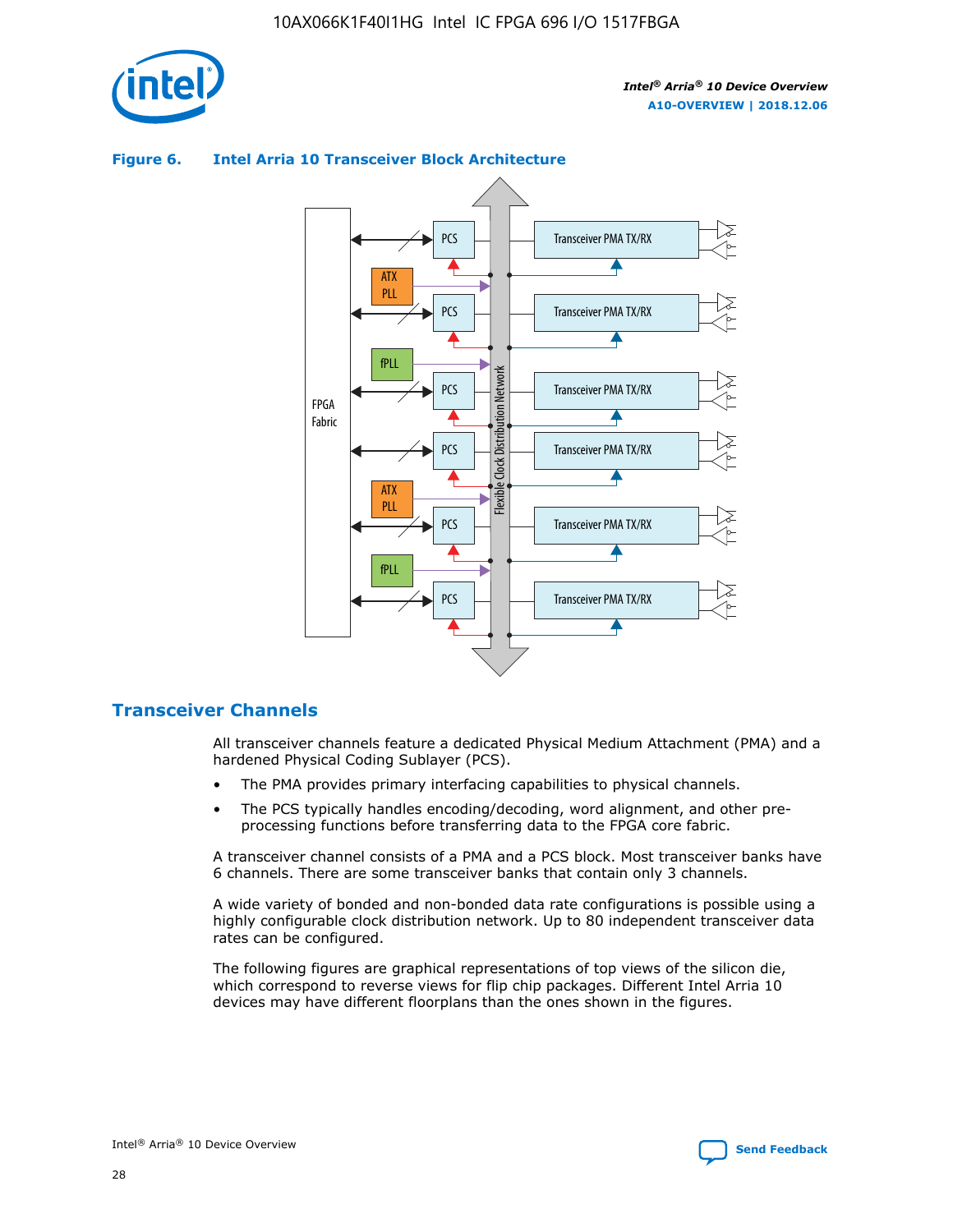**Figure 6. Intel Arria 10 Transceiver Block Architecture**

## Transceiver Channels

All transceiver channels feature a dedicated Physical Medium Attachment (PMA) and a hardened Physical Coding Sublayer (PCS).

- The PMA provides primary interfacing capabilities to physical channels.
- The PCS typically handles encoding/decoding, word alignment, and other pre-processing functions before transferring data to the FPGA core fabric.

A transceiver channel consists of a PMA and a PCS block. Most transceiver banks have 6 channels. There are some transceiver banks that contain only 3 channels.

A wide variety of bonded and non-bonded data rate configurations is possible using a highly configurable clock distribution network. Up to 80 independent transceiver data rates can be configured.

The following figures are graphical representations of top views of the silicon die, which correspond to reverse views for flip chip packages. Different Intel Arria 10 devices may have different floorplans than the ones shown in the figures.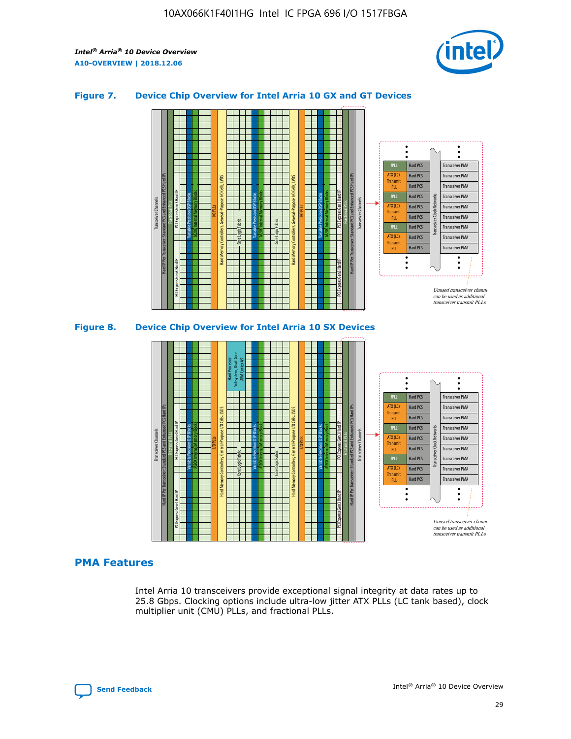### Figure 7. Device Chip Overview for Intel Arria 10 GX and GT Devices

### Figure 8. Device Chip Overview for Intel Arria 10 SX Devices

## PMA Features

Intel Arria 10 transceivers provide exceptional signal integrity at data rates up to 25.8 Gbps. Clocking options include ultra-low jitter ATX PLLs (LC tank based), clock multiplier unit (CMU) PLLs, and fractional PLLs.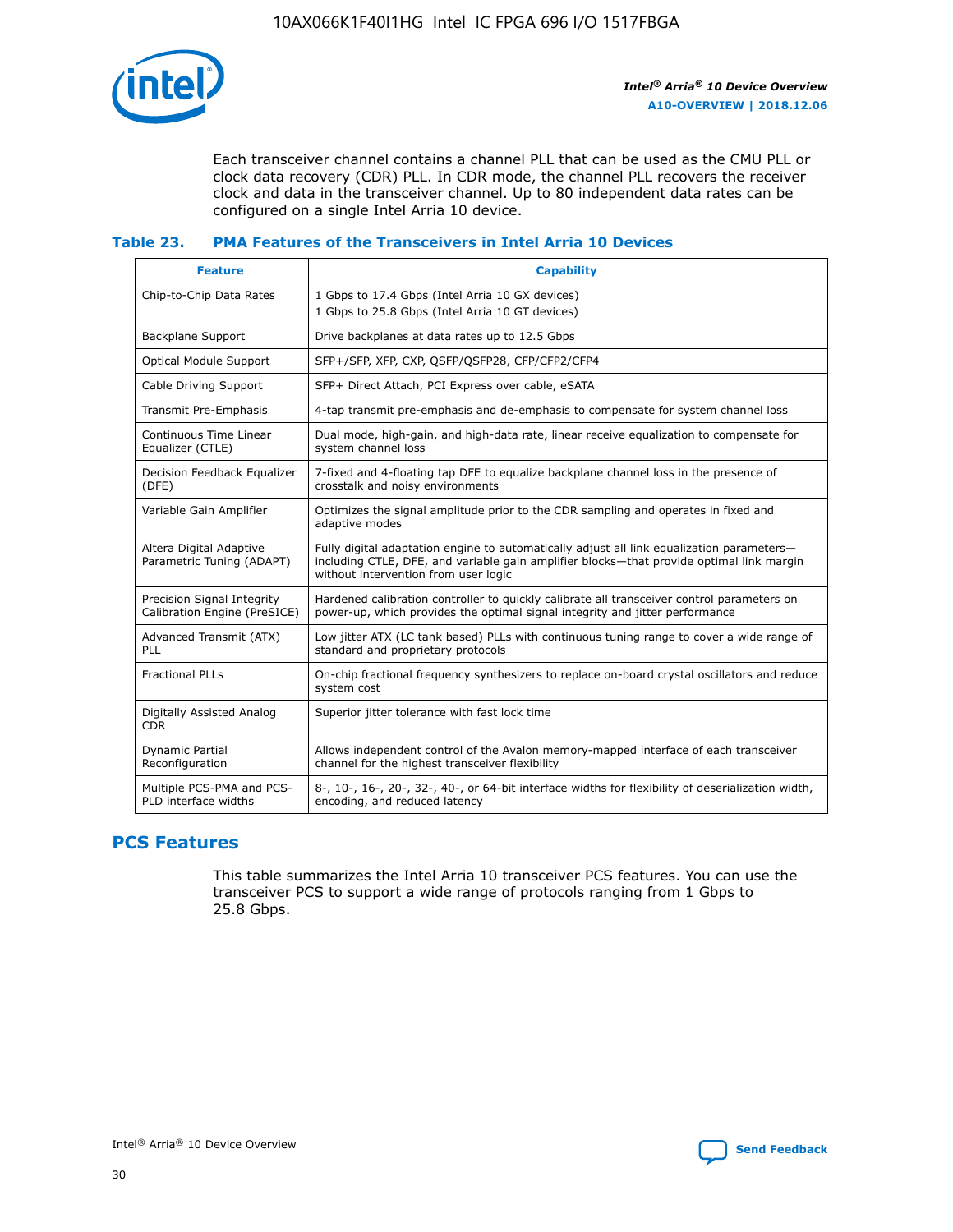Each transceiver channel contains a channel PLL that can be used as the CMU PLL or clock data recovery (CDR) PLL. In CDR mode, the channel PLL recovers the receiver clock and data in the transceiver channel. Up to 80 independent data rates can be configured on a single Intel Arria 10 device.

### Table 23. PMA Features of the Transceivers in Intel Arria 10 Devices

| Feature | Capability |
| --- | --- |
| Chip-to-Chip Data Rates | 1 Gbps to 17.4 Gbps (Intel Arria 10 GX devices)<br>1 Gbps to 25.8 Gbps (Intel Arria 10 GT devices) |
| Backplane Support | Drive backplanes at data rates up to 12.5 Gbps |
| Optical Module Support | SFP+/SFP, XFP, CXP, QSFP/QSFP28, CFP/CFP2/CFP4 |
| Cable Driving Support | SFP+ Direct Attach, PCI Express over cable, eSATA |
| Transmit Pre-Emphasis | 4-tap transmit pre-emphasis and de-emphasis to compensate for system channel loss |
| Continuous Time Linear Equalizer (CTLE) | Dual mode, high-gain, and high-data rate, linear receive equalization to compensate for system channel loss |
| Decision Feedback Equalizer (DFE) | 7-fixed and 4-floating tap DFE to equalize backplane channel loss in the presence of crosstalk and noisy environments |
| Variable Gain Amplifier | Optimizes the signal amplitude prior to the CDR sampling and operates in fixed and adaptive modes |
| Altera Digital Adaptive Parametric Tuning (ADAPT) | Fully digital adaptation engine to automatically adjust all link equalization parameters—including CTLE, DFE, and variable gain amplifier blocks—that provide optimal link margin without intervention from user logic |
| Precision Signal Integrity Calibration Engine (PreSICE) | Hardened calibration controller to quickly calibrate all transceiver control parameters on power-up, which provides the optimal signal integrity and jitter performance |
| Advanced Transmit (ATX) PLL | Low jitter ATX (LC tank based) PLLs with continuous tuning range to cover a wide range of standard and proprietary protocols |
| Fractional PLLs | On-chip fractional frequency synthesizers to replace on-board crystal oscillators and reduce system cost |
| Digitally Assisted Analog CDR | Superior jitter tolerance with fast lock time |
| Dynamic Partial Reconfiguration | Allows independent control of the Avalon memory-mapped interface of each transceiver channel for the highest transceiver flexibility |
| Multiple PCS-PMA and PCS-PLD interface widths | 8-, 10-, 16-, 20-, 32-, 40-, or 64-bit interface widths for flexibility of deserialization width, encoding, and reduced latency |

## PCS Features

This table summarizes the Intel Arria 10 transceiver PCS features. You can use the transceiver PCS to support a wide range of protocols ranging from 1 Gbps to 25.8 Gbps.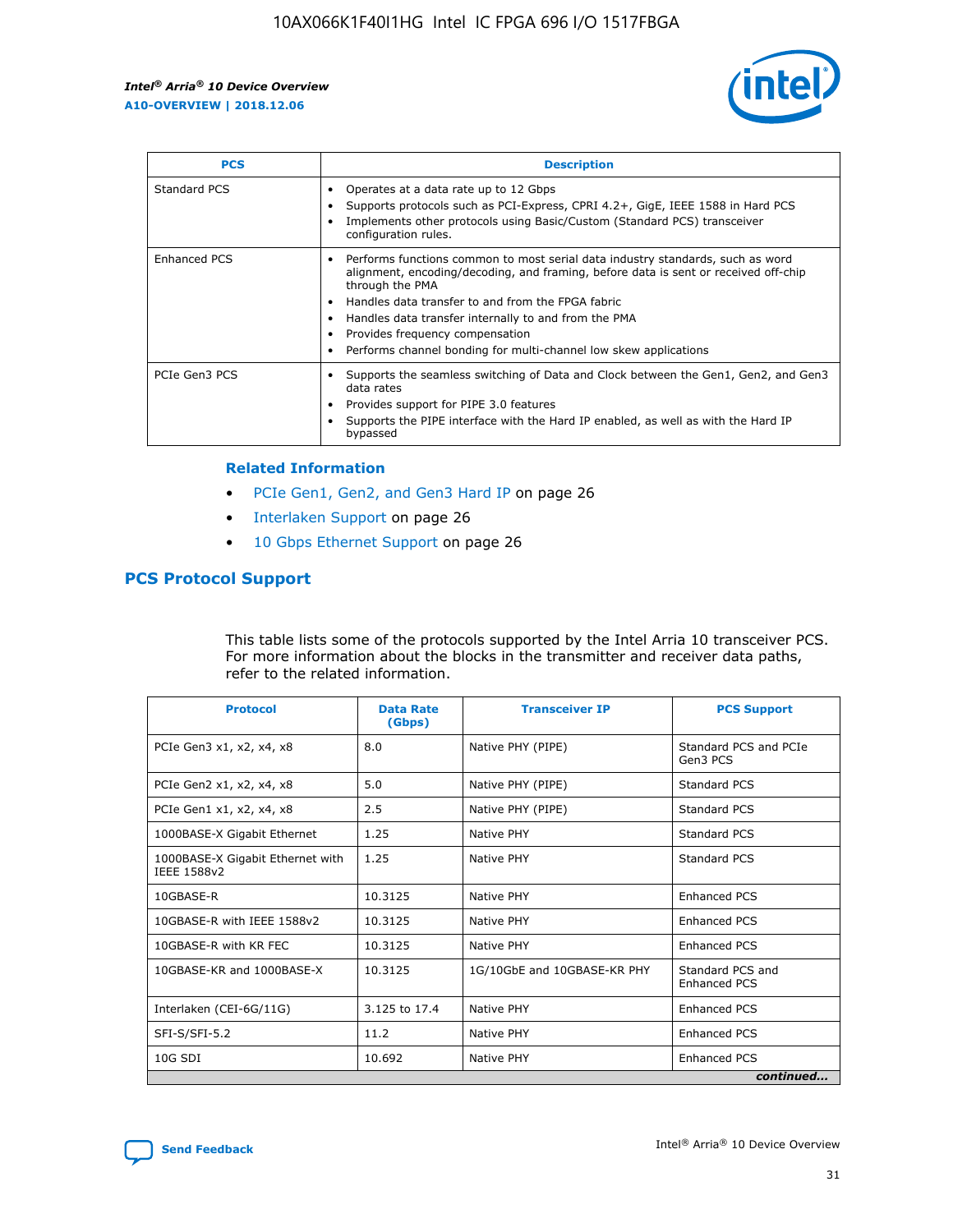| PCS | Description |
| --- | --- |
| Standard PCS | • Operates at a data rate up to 12 Gbps<br>• Supports protocols such as PCI-Express, CPRI 4.2+, GigE, IEEE 1588 in Hard PCS<br>• Implements other protocols using Basic/Custom (Standard PCS) transceiver configuration rules. |
| Enhanced PCS | • Performs functions common to most serial data industry standards, such as word alignment, encoding/decoding, and framing, before data is sent or received off-chip through the PMA<br>• Handles data transfer to and from the FPGA fabric<br>• Handles data transfer internally to and from the PMA<br>• Provides frequency compensation<br>• Performs channel bonding for multi-channel low skew applications |
| PCIe Gen3 PCS | • Supports the seamless switching of Data and Clock between the Gen1, Gen2, and Gen3 data rates<br>• Provides support for PIPE 3.0 features<br>• Supports the PIPE interface with the Hard IP enabled, as well as with the Hard IP bypassed |

### Related Information

- PCIe Gen1, Gen2, and Gen3 Hard IP on page 26
- Interlaken Support on page 26
- 10 Gbps Ethernet Support on page 26

## PCS Protocol Support

This table lists some of the protocols supported by the Intel Arria 10 transceiver PCS. For more information about the blocks in the transmitter and receiver data paths, refer to the related information.

| Protocol | Data Rate (Gbps) | Transceiver IP | PCS Support |
| --- | --- | --- | --- |
| PCIe Gen3 x1, x2, x4, x8 | 8.0 | Native PHY (PIPE) | Standard PCS and PCIe Gen3 PCS |
| PCIe Gen2 x1, x2, x4, x8 | 5.0 | Native PHY (PIPE) | Standard PCS |
| PCIe Gen1 x1, x2, x4, x8 | 2.5 | Native PHY (PIPE) | Standard PCS |
| 1000BASE-X Gigabit Ethernet | 1.25 | Native PHY | Standard PCS |
| 1000BASE-X Gigabit Ethernet with IEEE 1588v2 | 1.25 | Native PHY | Standard PCS |
| 10GBASE-R | 10.3125 | Native PHY | Enhanced PCS |
| 10GBASE-R with IEEE 1588v2 | 10.3125 | Native PHY | Enhanced PCS |
| 10GBASE-R with KR FEC | 10.3125 | Native PHY | Enhanced PCS |
| 10GBASE-KR and 1000BASE-X | 10.3125 | 1G/10GbE and 10GBASE-KR PHY | Standard PCS and Enhanced PCS |
| Interlaken (CEI-6G/11G) | 3.125 to 17.4 | Native PHY | Enhanced PCS |
| SFI-S/SFI-5.2 | 11.2 | Native PHY | Enhanced PCS |
| 10G SDI | 10.692 | Native PHY | Enhanced PCS |

*continued...*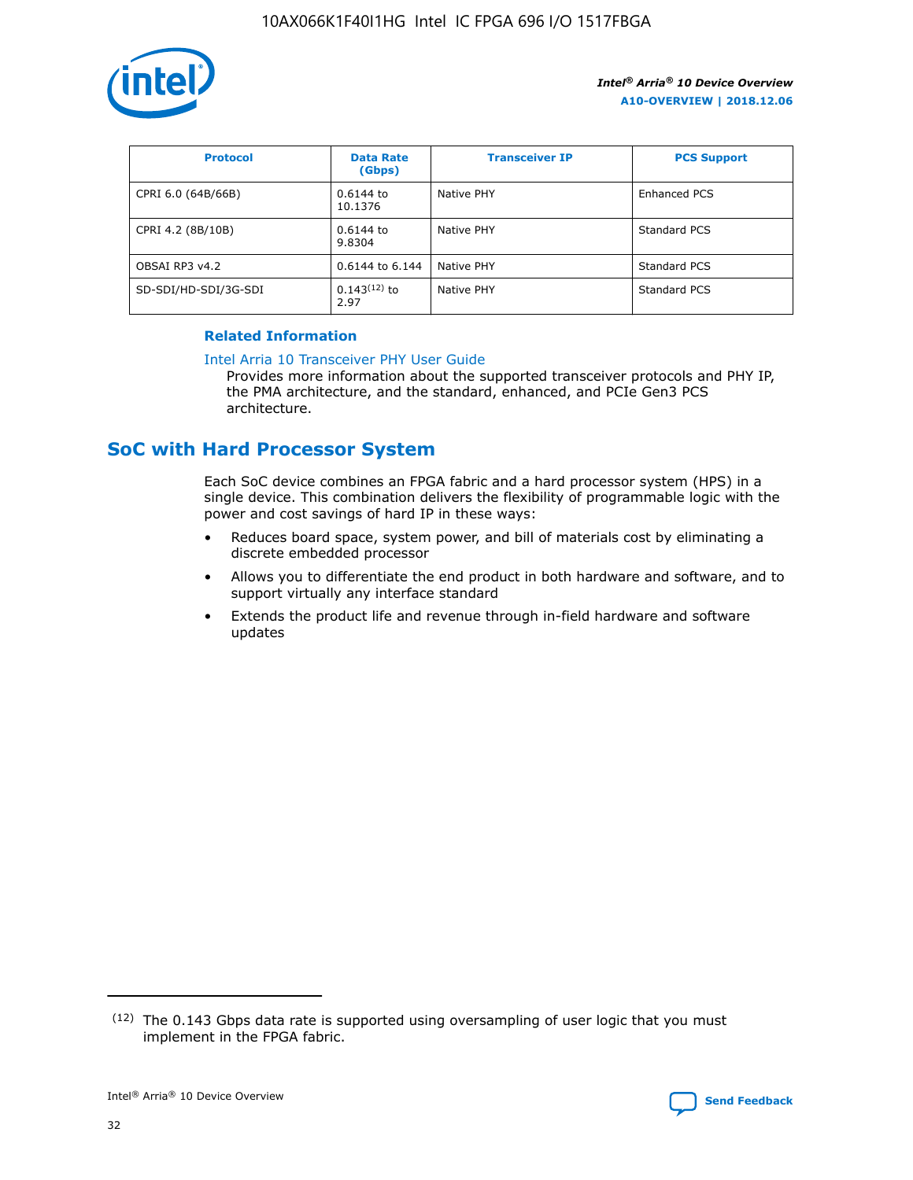| Protocol | Data Rate (Gbps) | Transceiver IP | PCS Support |
| --- | --- | --- | --- |
| CPRI 6.0 (64B/66B) | 0.6144 to 10.1376 | Native PHY | Enhanced PCS |
| CPRI 4.2 (8B/10B) | 0.6144 to 9.8304 | Native PHY | Standard PCS |
| OBSAI RP3 v4.2 | 0.6144 to 6.144 | Native PHY | Standard PCS |
| SD-SDI/HD-SDI/3G-SDI | 0.143[12] to 2.97 | Native PHY | Standard PCS |

### Related Information

Intel Arria 10 Transceiver PHY User Guide

Provides more information about the supported transceiver protocols and PHY IP, the PMA architecture, and the standard, enhanced, and PCIe Gen3 PCS architecture.

## SoC with Hard Processor System

Each SoC device combines an FPGA fabric and a hard processor system (HPS) in a single device. This combination delivers the flexibility of programmable logic with the power and cost savings of hard IP in these ways:

- Reduces board space, system power, and bill of materials cost by eliminating a discrete embedded processor
- Allows you to differentiate the end product in both hardware and software, and to support virtually any interface standard
- Extends the product life and revenue through in-field hardware and software updates

[12] The 0.143 Gbps data rate is supported using oversampling of user logic that you must implement in the FPGA fabric.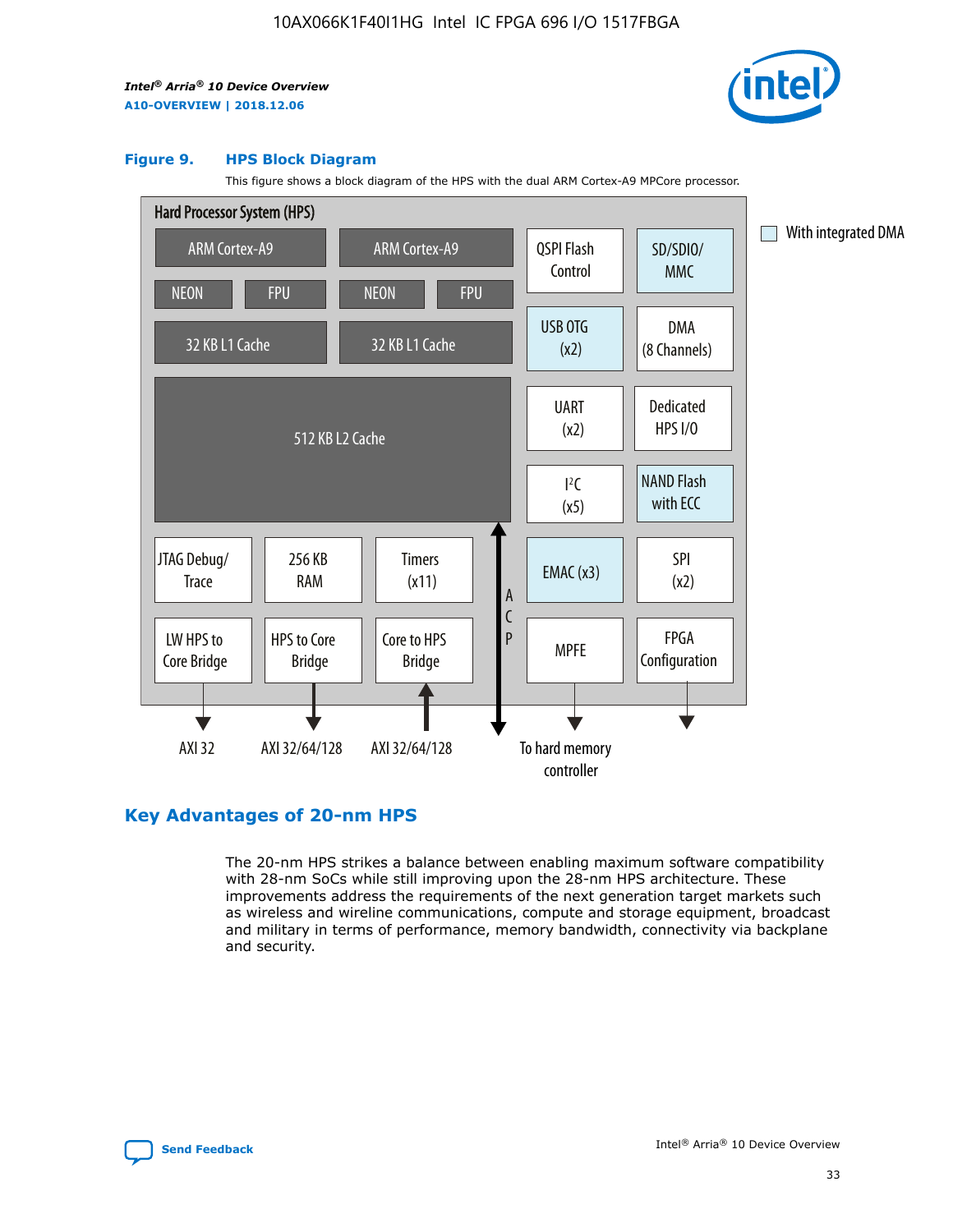#### Figure 9. HPS Block Diagram

This figure shows a block diagram of the HPS with the dual ARM Cortex-A9 MPCore processor.

Hard Processor System (HPS)

ARM Cortex-A9 | ARM Cortex-A9 | QSPI Flash Control | SD/SDIO/MMC

NEON | FPU | NEON | FPU | USB OTG (x2) | DMA (8 Channels)

32 KB L1 Cache | 32 KB L1 Cache

512 KB L2 Cache | UART (x2) | Dedicated HPS I/O | I²C (x5) | NAND Flash with ECC

JTAG Debug/Trace | 256 KB RAM | Timers (x11) | ACP | EMAC (x3) | SPI (x2)

LW HPS to Core Bridge | HPS to Core Bridge | Core to HPS Bridge | MPFE | FPGA Configuration

AXI 32 | AXI 32/64/128 | AXI 32/64/128 | To hard memory controller

With integrated DMA

## Key Advantages of 20-nm HPS

The 20-nm HPS strikes a balance between enabling maximum software compatibility with 28-nm SoCs while still improving upon the 28-nm HPS architecture. These improvements address the requirements of the next generation target markets such as wireless and wireline communications, compute and storage equipment, broadcast and military in terms of performance, memory bandwidth, connectivity via backplane and security.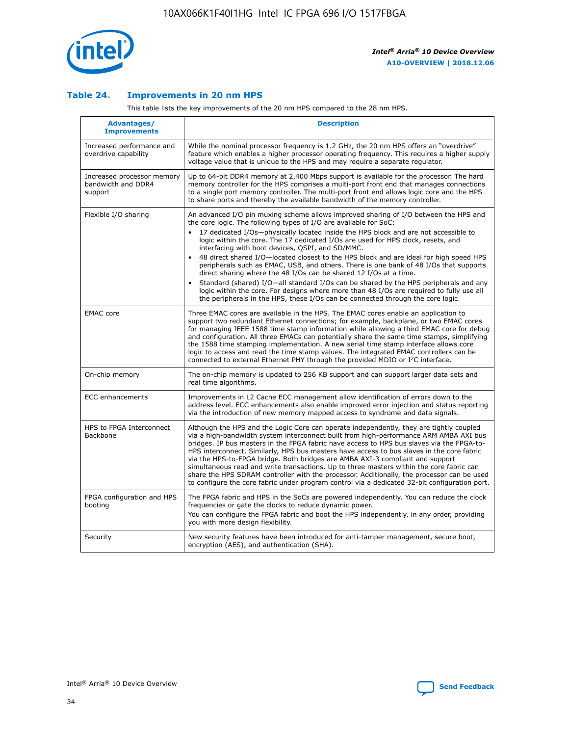### Table 24. Improvements in 20 nm HPS

This table lists the key improvements of the 20 nm HPS compared to the 28 nm HPS.

| Advantages/ Improvements | Description |
| --- | --- |
| Increased performance and overdrive capability | While the nominal processor frequency is 1.2 GHz, the 20 nm HPS offers an "overdrive" feature which enables a higher processor operating frequency. This requires a higher supply voltage value that is unique to the HPS and may require a separate regulator. |
| Increased processor memory bandwidth and DDR4 support | Up to 64-bit DDR4 memory at 2,400 Mbps support is available for the processor. The hard memory controller for the HPS comprises a multi-port front end that manages connections to a single port memory controller. The multi-port front end allows logic core and the HPS to share ports and thereby the available bandwidth of the memory controller. |
| Flexible I/O sharing | An advanced I/O pin muxing scheme allows improved sharing of I/O between the HPS and the core logic. The following types of I/O are available for SoC: • 17 dedicated I/Os—physically located inside the HPS block and are not accessible to logic within the core. The 17 dedicated I/Os are used for HPS clock, resets, and interfacing with boot devices, QSPI, and SD/MMC. • 48 direct shared I/O—located closest to the HPS block and are ideal for high speed HPS peripherals such as EMAC, USB, and others. There is one bank of 48 I/Os that supports direct sharing where the 48 I/Os can be shared 12 I/Os at a time. • Standard (shared) I/O—all standard I/Os can be shared by the HPS peripherals and any logic within the core. For designs where more than 48 I/Os are required to fully use all the peripherals in the HPS, these I/Os can be connected through the core logic. |
| EMAC core | Three EMAC cores are available in the HPS. The EMAC cores enable an application to support two redundant Ethernet connections; for example, backplane, or two EMAC cores for managing IEEE 1588 time stamp information while allowing a third EMAC core for debug and configuration. All three EMACs can potentially share the same time stamps, simplifying the 1588 time stamping implementation. A new serial time stamp interface allows core logic to access and read the time stamp values. The integrated EMAC controllers can be connected to external Ethernet PHY through the provided MDIO or I²C interface. |
| On-chip memory | The on-chip memory is updated to 256 KB support and can support larger data sets and real time algorithms. |
| ECC enhancements | Improvements in L2 Cache ECC management allow identification of errors down to the address level. ECC enhancements also enable improved error injection and status reporting via the introduction of new memory mapped access to syndrome and data signals. |
| HPS to FPGA Interconnect Backbone | Although the HPS and the Logic Core can operate independently, they are tightly coupled via a high-bandwidth system interconnect built from high-performance ARM AMBA AXI bus bridges. IP bus masters in the FPGA fabric have access to HPS bus slaves via the FPGA-to-HPS interconnect. Similarly, HPS bus masters have access to bus slaves in the core fabric via the HPS-to-FPGA bridge. Both bridges are AMBA AXI-3 compliant and support simultaneous read and write transactions. Up to three masters within the core fabric can share the HPS SDRAM controller with the processor. Additionally, the processor can be used to configure the core fabric under program control via a dedicated 32-bit configuration port. |
| FPGA configuration and HPS booting | The FPGA fabric and HPS in the SoCs are powered independently. You can reduce the clock frequencies or gate the clocks to reduce dynamic power. You can configure the FPGA fabric and boot the HPS independently, in any order, providing you with more design flexibility. |
| Security | New security features have been introduced for anti-tamper management, secure boot, encryption (AES), and authentication (SHA). |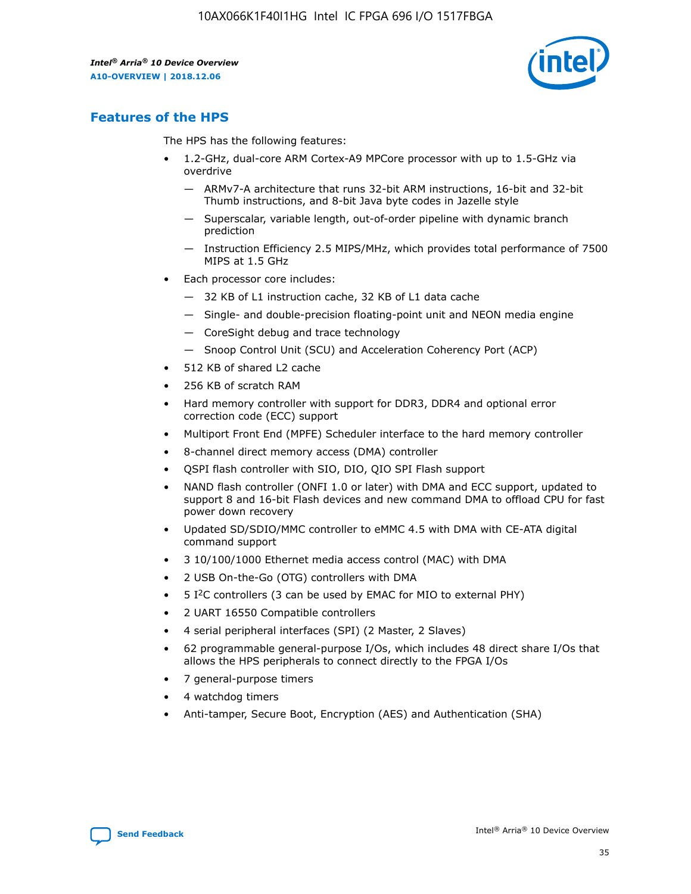## Features of the HPS

The HPS has the following features:

- 1.2-GHz, dual-core ARM Cortex-A9 MPCore processor with up to 1.5-GHz via overdrive
  - — ARMv7-A architecture that runs 32-bit ARM instructions, 16-bit and 32-bit Thumb instructions, and 8-bit Java byte codes in Jazelle style
  - — Superscalar, variable length, out-of-order pipeline with dynamic branch prediction
  - — Instruction Efficiency 2.5 MIPS/MHz, which provides total performance of 7500 MIPS at 1.5 GHz
- Each processor core includes:
  - — 32 KB of L1 instruction cache, 32 KB of L1 data cache
  - — Single- and double-precision floating-point unit and NEON media engine
  - — CoreSight debug and trace technology
  - — Snoop Control Unit (SCU) and Acceleration Coherency Port (ACP)
- 512 KB of shared L2 cache
- 256 KB of scratch RAM
- Hard memory controller with support for DDR3, DDR4 and optional error correction code (ECC) support
- Multiport Front End (MPFE) Scheduler interface to the hard memory controller
- 8-channel direct memory access (DMA) controller
- QSPI flash controller with SIO, DIO, QIO SPI Flash support
- NAND flash controller (ONFI 1.0 or later) with DMA and ECC support, updated to support 8 and 16-bit Flash devices and new command DMA to offload CPU for fast power down recovery
- Updated SD/SDIO/MMC controller to eMMC 4.5 with DMA with CE-ATA digital command support
- 3 10/100/1000 Ethernet media access control (MAC) with DMA
- 2 USB On-the-Go (OTG) controllers with DMA
- 5 I²C controllers (3 can be used by EMAC for MIO to external PHY)
- 2 UART 16550 Compatible controllers
- 4 serial peripheral interfaces (SPI) (2 Master, 2 Slaves)
- 62 programmable general-purpose I/Os, which includes 48 direct share I/Os that allows the HPS peripherals to connect directly to the FPGA I/Os
- 7 general-purpose timers
- 4 watchdog timers
- Anti-tamper, Secure Boot, Encryption (AES) and Authentication (SHA)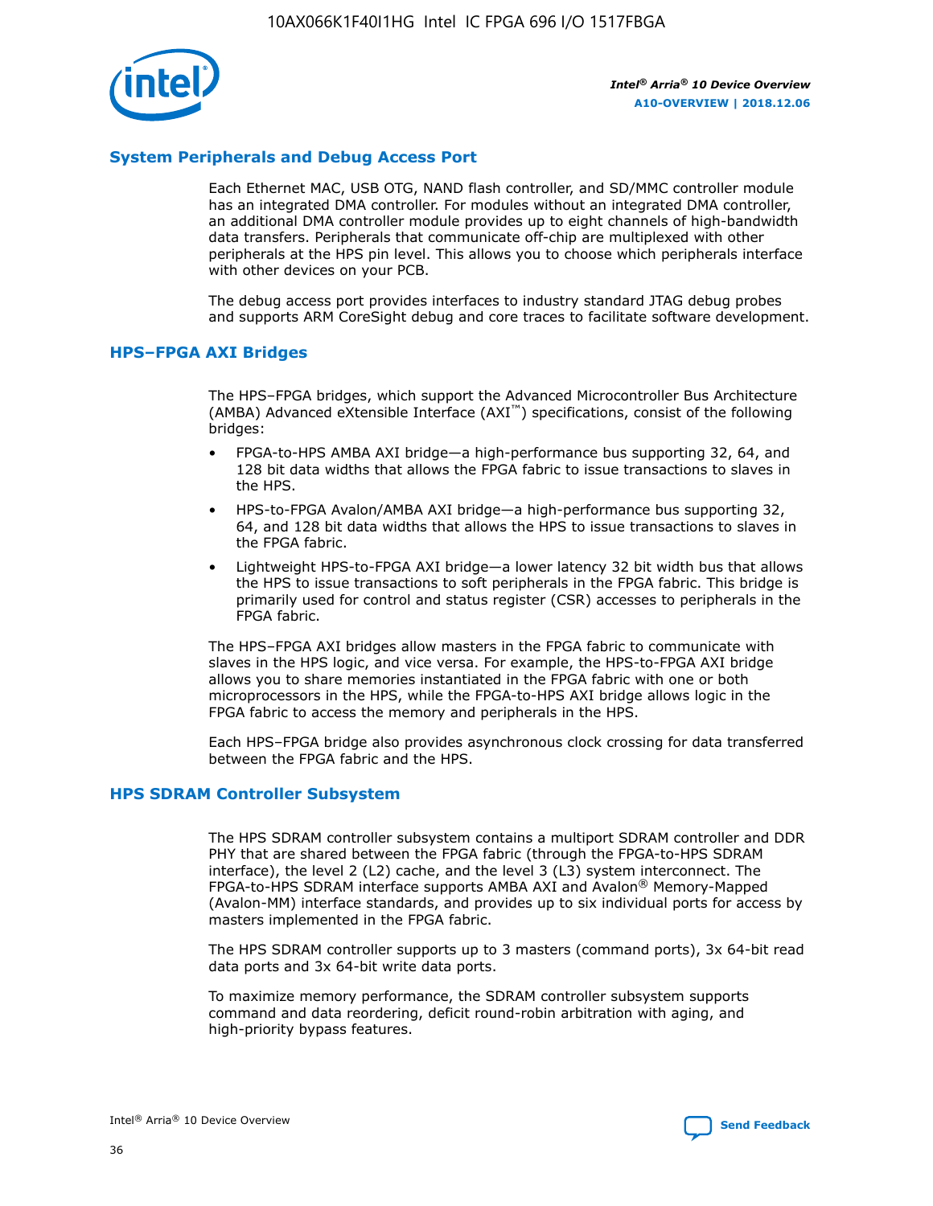## System Peripherals and Debug Access Port

Each Ethernet MAC, USB OTG, NAND flash controller, and SD/MMC controller module has an integrated DMA controller. For modules without an integrated DMA controller, an additional DMA controller module provides up to eight channels of high-bandwidth data transfers. Peripherals that communicate off-chip are multiplexed with other peripherals at the HPS pin level. This allows you to choose which peripherals interface with other devices on your PCB.

The debug access port provides interfaces to industry standard JTAG debug probes and supports ARM CoreSight debug and core traces to facilitate software development.

## HPS–FPGA AXI Bridges

The HPS–FPGA bridges, which support the Advanced Microcontroller Bus Architecture (AMBA) Advanced eXtensible Interface (AXI™) specifications, consist of the following bridges:

- FPGA-to-HPS AMBA AXI bridge—a high-performance bus supporting 32, 64, and 128 bit data widths that allows the FPGA fabric to issue transactions to slaves in the HPS.
- HPS-to-FPGA Avalon/AMBA AXI bridge—a high-performance bus supporting 32, 64, and 128 bit data widths that allows the HPS to issue transactions to slaves in the FPGA fabric.
- Lightweight HPS-to-FPGA AXI bridge—a lower latency 32 bit width bus that allows the HPS to issue transactions to soft peripherals in the FPGA fabric. This bridge is primarily used for control and status register (CSR) accesses to peripherals in the FPGA fabric.

The HPS–FPGA AXI bridges allow masters in the FPGA fabric to communicate with slaves in the HPS logic, and vice versa. For example, the HPS-to-FPGA AXI bridge allows you to share memories instantiated in the FPGA fabric with one or both microprocessors in the HPS, while the FPGA-to-HPS AXI bridge allows logic in the FPGA fabric to access the memory and peripherals in the HPS.

Each HPS–FPGA bridge also provides asynchronous clock crossing for data transferred between the FPGA fabric and the HPS.

## HPS SDRAM Controller Subsystem

The HPS SDRAM controller subsystem contains a multiport SDRAM controller and DDR PHY that are shared between the FPGA fabric (through the FPGA-to-HPS SDRAM interface), the level 2 (L2) cache, and the level 3 (L3) system interconnect. The FPGA-to-HPS SDRAM interface supports AMBA AXI and Avalon® Memory-Mapped (Avalon-MM) interface standards, and provides up to six individual ports for access by masters implemented in the FPGA fabric.

The HPS SDRAM controller supports up to 3 masters (command ports), 3x 64-bit read data ports and 3x 64-bit write data ports.

To maximize memory performance, the SDRAM controller subsystem supports command and data reordering, deficit round-robin arbitration with aging, and high-priority bypass features.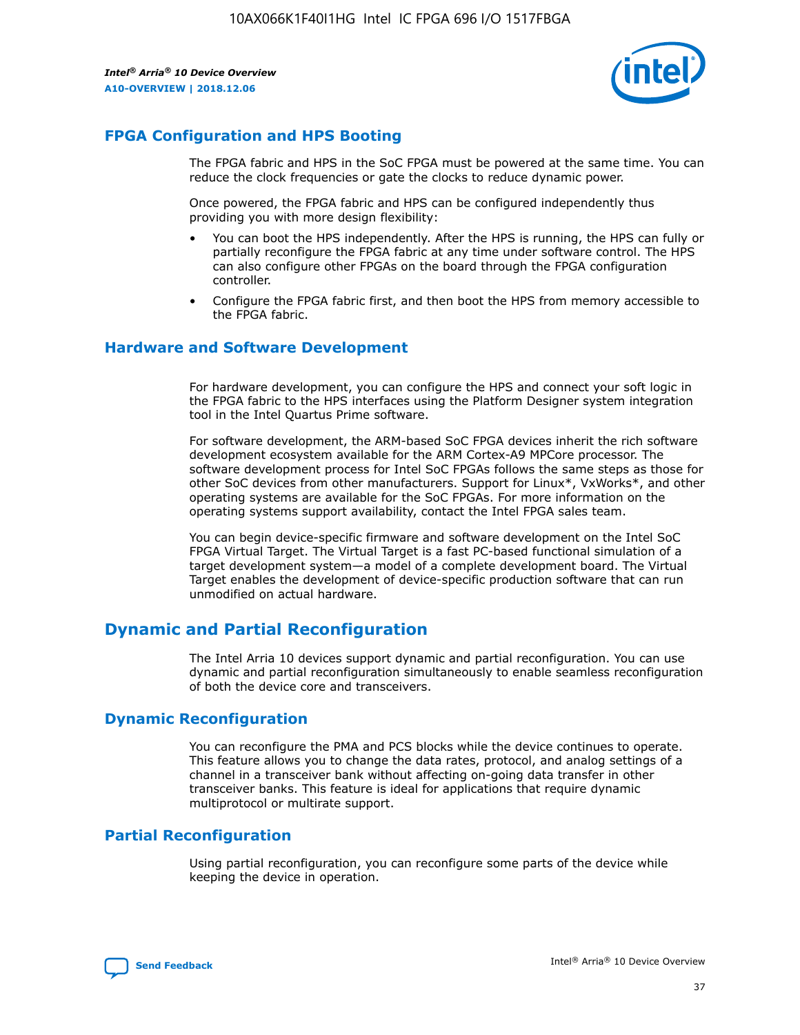## FPGA Configuration and HPS Booting

The FPGA fabric and HPS in the SoC FPGA must be powered at the same time. You can reduce the clock frequencies or gate the clocks to reduce dynamic power.

Once powered, the FPGA fabric and HPS can be configured independently thus providing you with more design flexibility:

- You can boot the HPS independently. After the HPS is running, the HPS can fully or partially reconfigure the FPGA fabric at any time under software control. The HPS can also configure other FPGAs on the board through the FPGA configuration controller.
- Configure the FPGA fabric first, and then boot the HPS from memory accessible to the FPGA fabric.

## Hardware and Software Development

For hardware development, you can configure the HPS and connect your soft logic in the FPGA fabric to the HPS interfaces using the Platform Designer system integration tool in the Intel Quartus Prime software.

For software development, the ARM-based SoC FPGA devices inherit the rich software development ecosystem available for the ARM Cortex-A9 MPCore processor. The software development process for Intel SoC FPGAs follows the same steps as those for other SoC devices from other manufacturers. Support for Linux*, VxWorks*, and other operating systems are available for the SoC FPGAs. For more information on the operating systems support availability, contact the Intel FPGA sales team.

You can begin device-specific firmware and software development on the Intel SoC FPGA Virtual Target. The Virtual Target is a fast PC-based functional simulation of a target development system—a model of a complete development board. The Virtual Target enables the development of device-specific production software that can run unmodified on actual hardware.

# Dynamic and Partial Reconfiguration

The Intel Arria 10 devices support dynamic and partial reconfiguration. You can use dynamic and partial reconfiguration simultaneously to enable seamless reconfiguration of both the device core and transceivers.

## Dynamic Reconfiguration

You can reconfigure the PMA and PCS blocks while the device continues to operate. This feature allows you to change the data rates, protocol, and analog settings of a channel in a transceiver bank without affecting on-going data transfer in other transceiver banks. This feature is ideal for applications that require dynamic multiprotocol or multirate support.

## Partial Reconfiguration

Using partial reconfiguration, you can reconfigure some parts of the device while keeping the device in operation.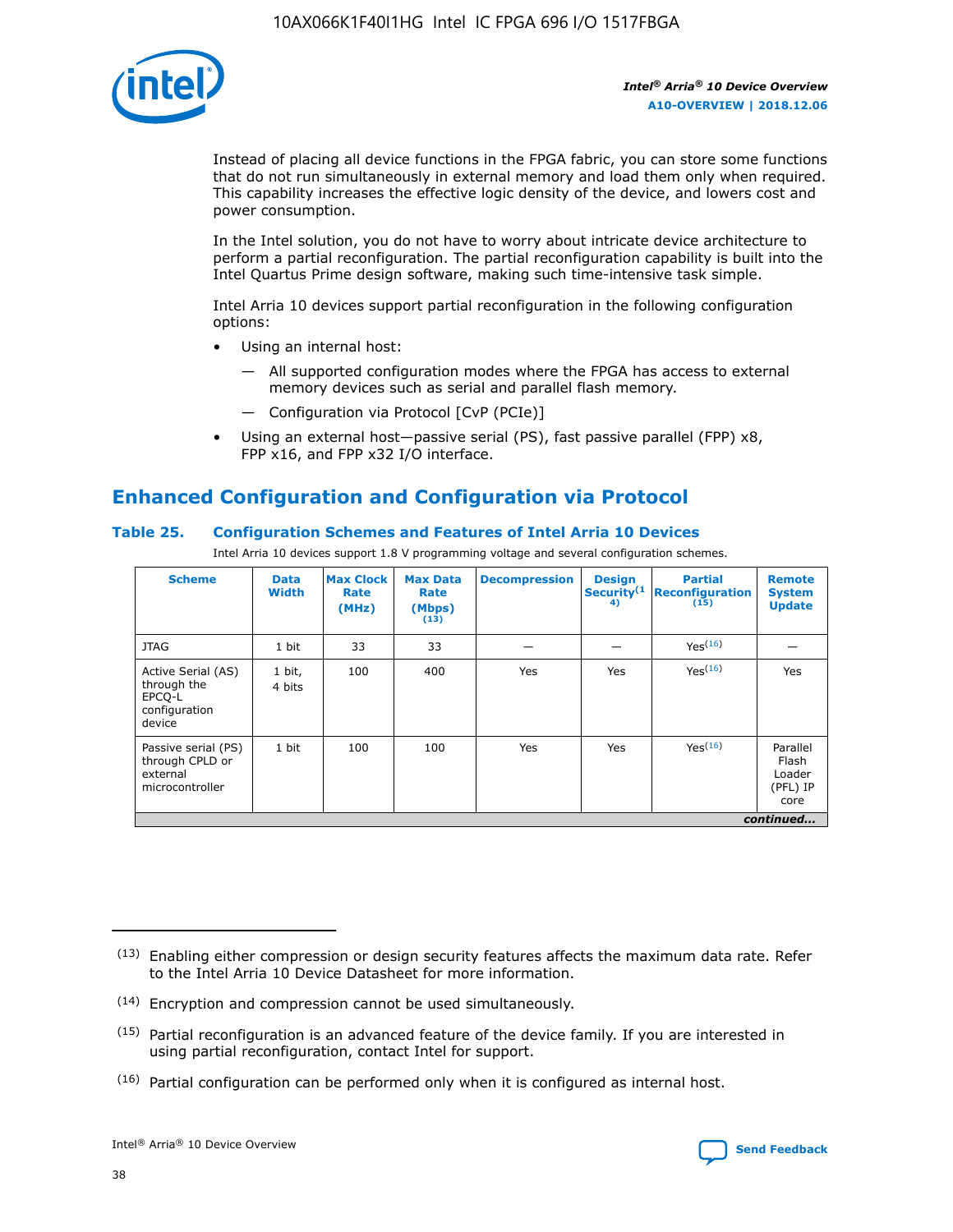Instead of placing all device functions in the FPGA fabric, you can store some functions that do not run simultaneously in external memory and load them only when required. This capability increases the effective logic density of the device, and lowers cost and power consumption.

In the Intel solution, you do not have to worry about intricate device architecture to perform a partial reconfiguration. The partial reconfiguration capability is built into the Intel Quartus Prime design software, making such time-intensive task simple.

Intel Arria 10 devices support partial reconfiguration in the following configuration options:

- Using an internal host:
  — All supported configuration modes where the FPGA has access to external memory devices such as serial and parallel flash memory.
  — Configuration via Protocol [CvP (PCIe)]
- Using an external host—passive serial (PS), fast passive parallel (FPP) x8, FPP x16, and FPP x32 I/O interface.

## Enhanced Configuration and Configuration via Protocol

### Table 25. Configuration Schemes and Features of Intel Arria 10 Devices

Intel Arria 10 devices support 1.8 V programming voltage and several configuration schemes.

| Scheme | Data Width | Max Clock Rate (MHz) | Max Data Rate (Mbps) (13) | Decompression | Design Security(14) | Partial Reconfiguration (15) | Remote System Update |
|---|---|---|---|---|---|---|---|
| JTAG | 1 bit | 33 | 33 | — | — | Yes(16) | — |
| Active Serial (AS) through the EPCQ-L configuration device | 1 bit, 4 bits | 100 | 400 | Yes | Yes | Yes(16) | Yes |
| Passive serial (PS) through CPLD or external microcontroller | 1 bit | 100 | 100 | Yes | Yes | Yes(16) | Parallel Flash Loader (PFL) IP core |

*continued...*

(13) Enabling either compression or design security features affects the maximum data rate. Refer to the Intel Arria 10 Device Datasheet for more information.

(14) Encryption and compression cannot be used simultaneously.

(15) Partial reconfiguration is an advanced feature of the device family. If you are interested in using partial reconfiguration, contact Intel for support.

(16) Partial configuration can be performed only when it is configured as internal host.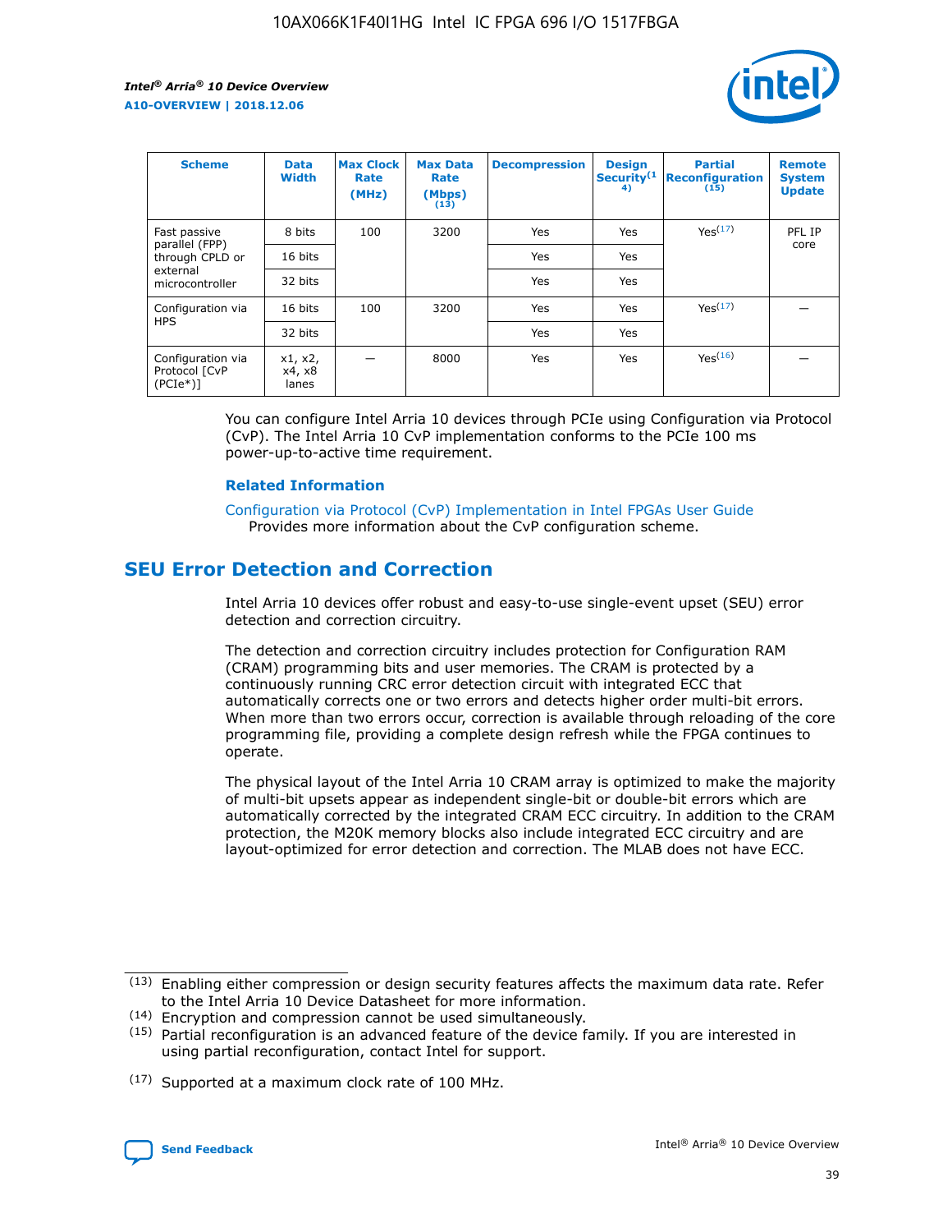| Scheme | Data Width | Max Clock Rate (MHz) | Max Data Rate (Mbps) (13) | Decompression | Design Security(14) | Partial Reconfiguration (15) | Remote System Update |
| --- | --- | --- | --- | --- | --- | --- | --- |
| Fast passive parallel (FPP) through CPLD or external microcontroller | 8 bits | 100 | 3200 | Yes | Yes | Yes(17) | PFL IP core |
| | 16 bits | | | Yes | Yes | | |
| | 32 bits | | | Yes | Yes | | |
| Configuration via HPS | 16 bits | 100 | 3200 | Yes | Yes | Yes(17) | — |
| | 32 bits | | | Yes | Yes | | |
| Configuration via Protocol [CvP (PCIe*)] | x1, x2, x4, x8 lanes | — | 8000 | Yes | Yes | Yes(16) | — |

You can configure Intel Arria 10 devices through PCIe using Configuration via Protocol (CvP). The Intel Arria 10 CvP implementation conforms to the PCIe 100 ms power-up-to-active time requirement.

### Related Information

Configuration via Protocol (CvP) Implementation in Intel FPGAs User Guide
Provides more information about the CvP configuration scheme.

## SEU Error Detection and Correction

Intel Arria 10 devices offer robust and easy-to-use single-event upset (SEU) error detection and correction circuitry.

The detection and correction circuitry includes protection for Configuration RAM (CRAM) programming bits and user memories. The CRAM is protected by a continuously running CRC error detection circuit with integrated ECC that automatically corrects one or two errors and detects higher order multi-bit errors. When more than two errors occur, correction is available through reloading of the core programming file, providing a complete design refresh while the FPGA continues to operate.

The physical layout of the Intel Arria 10 CRAM array is optimized to make the majority of multi-bit upsets appear as independent single-bit or double-bit errors which are automatically corrected by the integrated CRAM ECC circuitry. In addition to the CRAM protection, the M20K memory blocks also include integrated ECC circuitry and are layout-optimized for error detection and correction. The MLAB does not have ECC.

(13) Enabling either compression or design security features affects the maximum data rate. Refer to the Intel Arria 10 Device Datasheet for more information.

(14) Encryption and compression cannot be used simultaneously.

(15) Partial reconfiguration is an advanced feature of the device family. If you are interested in using partial reconfiguration, contact Intel for support.

(17) Supported at a maximum clock rate of 100 MHz.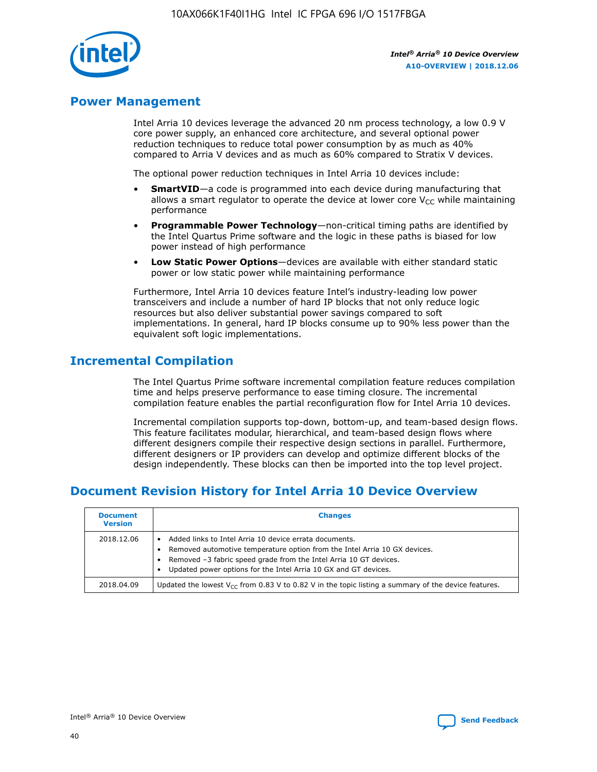## Power Management

Intel Arria 10 devices leverage the advanced 20 nm process technology, a low 0.9 V core power supply, an enhanced core architecture, and several optional power reduction techniques to reduce total power consumption by as much as 40% compared to Arria V devices and as much as 60% compared to Stratix V devices.

The optional power reduction techniques in Intel Arria 10 devices include:

- **SmartVID**—a code is programmed into each device during manufacturing that allows a smart regulator to operate the device at lower core $V_{CC}$ while maintaining performance
- **Programmable Power Technology**—non-critical timing paths are identified by the Intel Quartus Prime software and the logic in these paths is biased for low power instead of high performance
- **Low Static Power Options**—devices are available with either standard static power or low static power while maintaining performance

Furthermore, Intel Arria 10 devices feature Intel's industry-leading low power transceivers and include a number of hard IP blocks that not only reduce logic resources but also deliver substantial power savings compared to soft implementations. In general, hard IP blocks consume up to 90% less power than the equivalent soft logic implementations.

## Incremental Compilation

The Intel Quartus Prime software incremental compilation feature reduces compilation time and helps preserve performance to ease timing closure. The incremental compilation feature enables the partial reconfiguration flow for Intel Arria 10 devices.

Incremental compilation supports top-down, bottom-up, and team-based design flows. This feature facilitates modular, hierarchical, and team-based design flows where different designers compile their respective design sections in parallel. Furthermore, different designers or IP providers can develop and optimize different blocks of the design independently. These blocks can then be imported into the top level project.

## Document Revision History for Intel Arria 10 Device Overview

| Document Version | Changes |
|---|---|
| 2018.12.06 | • Added links to Intel Arria 10 device errata documents.<br>• Removed automotive temperature option from the Intel Arria 10 GX devices.<br>• Removed –3 fabric speed grade from the Intel Arria 10 GT devices.<br>• Updated power options for the Intel Arria 10 GX and GT devices. |
| 2018.04.09 | Updated the lowest $V_{CC}$ from 0.83 V to 0.82 V in the topic listing a summary of the device features. |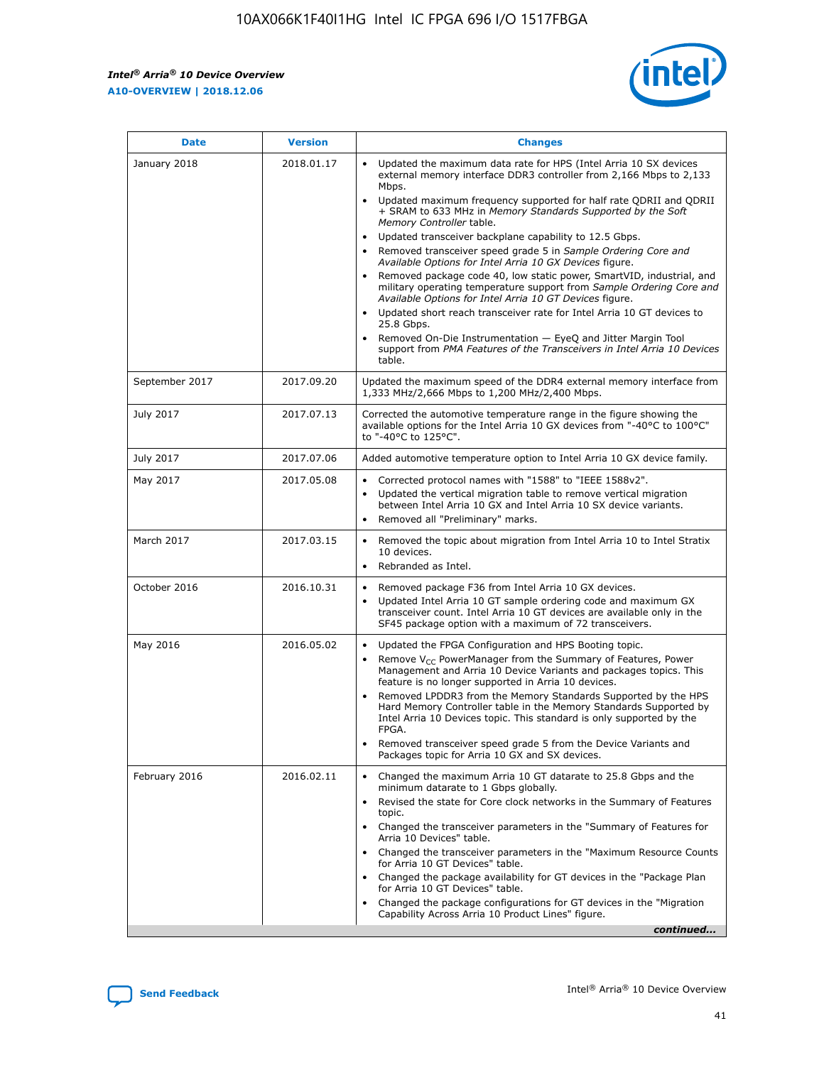| Date | Version | Changes |
| --- | --- | --- |
| January 2018 | 2018.01.17 | • Updated the maximum data rate for HPS (Intel Arria 10 SX devices external memory interface DDR3 controller from 2,166 Mbps to 2,133 Mbps.<br>• Updated maximum frequency supported for half rate QDRII and QDRII + SRAM to 633 MHz in *Memory Standards Supported by the Soft Memory Controller* table.<br>• Updated transceiver backplane capability to 12.5 Gbps.<br>• Removed transceiver speed grade 5 in *Sample Ordering Core and Available Options for Intel Arria 10 GX Devices* figure.<br>• Removed package code 40, low static power, SmartVID, industrial, and military operating temperature support from *Sample Ordering Core and Available Options for Intel Arria 10 GT Devices* figure.<br>• Updated short reach transceiver rate for Intel Arria 10 GT devices to 25.8 Gbps.<br>• Removed On-Die Instrumentation — EyeQ and Jitter Margin Tool support from *PMA Features of the Transceivers in Intel Arria 10 Devices* table. |
| September 2017 | 2017.09.20 | Updated the maximum speed of the DDR4 external memory interface from 1,333 MHz/2,666 Mbps to 1,200 MHz/2,400 Mbps. |
| July 2017 | 2017.07.13 | Corrected the automotive temperature range in the figure showing the available options for the Intel Arria 10 GX devices from "-40°C to 100°C" to "-40°C to 125°C". |
| July 2017 | 2017.07.06 | Added automotive temperature option to Intel Arria 10 GX device family. |
| May 2017 | 2017.05.08 | • Corrected protocol names with "1588" to "IEEE 1588v2".<br>• Updated the vertical migration table to remove vertical migration between Intel Arria 10 GX and Intel Arria 10 SX device variants.<br>• Removed all "Preliminary" marks. |
| March 2017 | 2017.03.15 | • Removed the topic about migration from Intel Arria 10 to Intel Stratix 10 devices.<br>• Rebranded as Intel. |
| October 2016 | 2016.10.31 | • Removed package F36 from Intel Arria 10 GX devices.<br>• Updated Intel Arria 10 GT sample ordering code and maximum GX transceiver count. Intel Arria 10 GT devices are available only in the SF45 package option with a maximum of 72 transceivers. |
| May 2016 | 2016.05.02 | • Updated the FPGA Configuration and HPS Booting topic.<br>• Remove $V_{CC}$ PowerManager from the Summary of Features, Power Management and Arria 10 Device Variants and packages topics. This feature is no longer supported in Arria 10 devices.<br>• Removed LPDDR3 from the Memory Standards Supported by the HPS Hard Memory Controller table in the Memory Standards Supported by Intel Arria 10 Devices topic. This standard is only supported by the FPGA.<br>• Removed transceiver speed grade 5 from the Device Variants and Packages topic for Arria 10 GX and SX devices. |
| February 2016 | 2016.02.11 | • Changed the maximum Arria 10 GT datarate to 25.8 Gbps and the minimum datarate to 1 Gbps globally.<br>• Revised the state for Core clock networks in the Summary of Features topic.<br>• Changed the transceiver parameters in the "Summary of Features for Arria 10 Devices" table.<br>• Changed the transceiver parameters in the "Maximum Resource Counts for Arria 10 GT Devices" table.<br>• Changed the package availability for GT devices in the "Package Plan for Arria 10 GT Devices" table.<br>• Changed the package configurations for GT devices in the "Migration Capability Across Arria 10 Product Lines" figure. |

*continued...*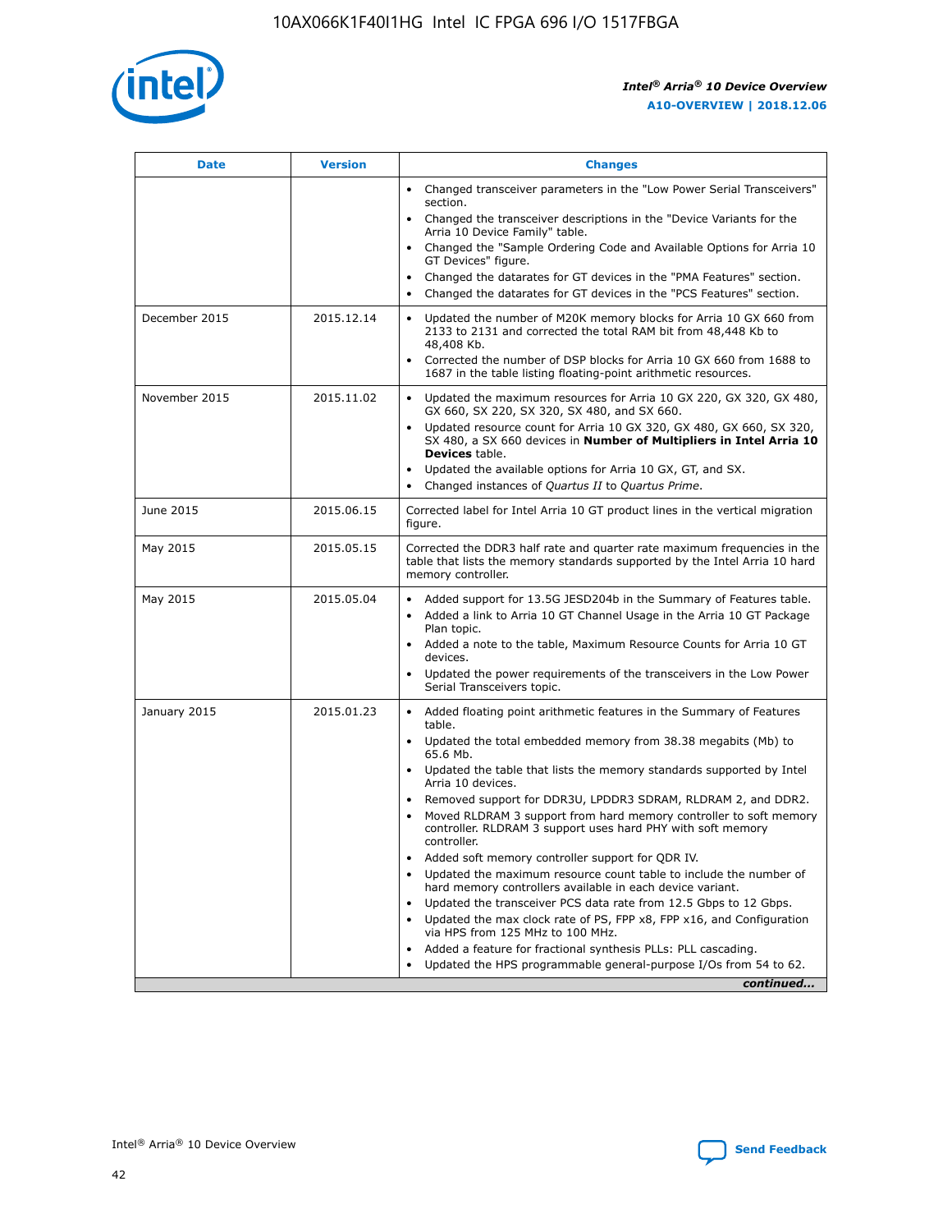| Date | Version | Changes |
| --- | --- | --- |
| | | • Changed transceiver parameters in the "Low Power Serial Transceivers" section.<br>• Changed the transceiver descriptions in the "Device Variants for the Arria 10 Device Family" table.<br>• Changed the "Sample Ordering Code and Available Options for Arria 10 GT Devices" figure.<br>• Changed the datarates for GT devices in the "PMA Features" section.<br>• Changed the datarates for GT devices in the "PCS Features" section. |
| December 2015 | 2015.12.14 | • Updated the number of M20K memory blocks for Arria 10 GX 660 from 2133 to 2131 and corrected the total RAM bit from 48,448 Kb to 48,408 Kb.<br>• Corrected the number of DSP blocks for Arria 10 GX 660 from 1688 to 1687 in the table listing floating-point arithmetic resources. |
| November 2015 | 2015.11.02 | • Updated the maximum resources for Arria 10 GX 220, GX 320, GX 480, GX 660, SX 220, SX 320, SX 480, and SX 660.<br>• Updated resource count for Arria 10 GX 320, GX 480, GX 660, SX 320, SX 480, a SX 660 devices in **Number of Multipliers in Intel Arria 10 Devices** table.<br>• Updated the available options for Arria 10 GX, GT, and SX.<br>• Changed instances of *Quartus II* to *Quartus Prime*. |
| June 2015 | 2015.06.15 | Corrected label for Intel Arria 10 GT product lines in the vertical migration figure. |
| May 2015 | 2015.05.15 | Corrected the DDR3 half rate and quarter rate maximum frequencies in the table that lists the memory standards supported by the Intel Arria 10 hard memory controller. |
| May 2015 | 2015.05.04 | • Added support for 13.5G JESD204b in the Summary of Features table.<br>• Added a link to Arria 10 GT Channel Usage in the Arria 10 GT Package Plan topic.<br>• Added a note to the table, Maximum Resource Counts for Arria 10 GT devices.<br>• Updated the power requirements of the transceivers in the Low Power Serial Transceivers topic. |
| January 2015 | 2015.01.23 | • Added floating point arithmetic features in the Summary of Features table.<br>• Updated the total embedded memory from 38.38 megabits (Mb) to 65.6 Mb.<br>• Updated the table that lists the memory standards supported by Intel Arria 10 devices.<br>• Removed support for DDR3U, LPDDR3 SDRAM, RLDRAM 2, and DDR2.<br>• Moved RLDRAM 3 support from hard memory controller to soft memory controller. RLDRAM 3 support uses hard PHY with soft memory controller.<br>• Added soft memory controller support for QDR IV.<br>• Updated the maximum resource count table to include the number of hard memory controllers available in each device variant.<br>• Updated the transceiver PCS data rate from 12.5 Gbps to 12 Gbps.<br>• Updated the max clock rate of PS, FPP x8, FPP x16, and Configuration via HPS from 125 MHz to 100 MHz.<br>• Added a feature for fractional synthesis PLLs: PLL cascading.<br>• Updated the HPS programmable general-purpose I/Os from 54 to 62. |

*continued...*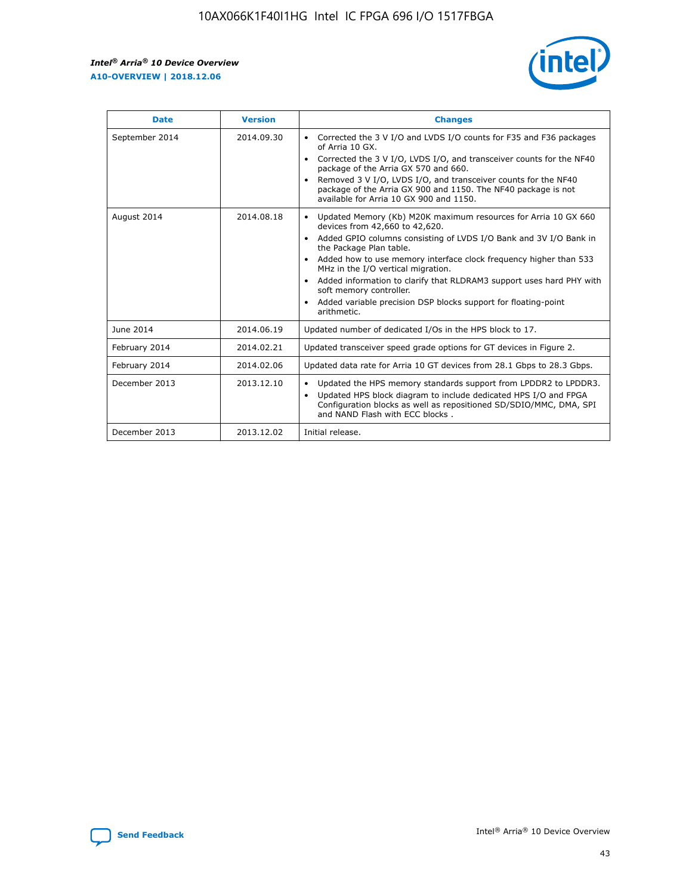| Date | Version | Changes |
| --- | --- | --- |
| September 2014 | 2014.09.30 | • Corrected the 3 V I/O and LVDS I/O counts for F35 and F36 packages of Arria 10 GX.<br>• Corrected the 3 V I/O, LVDS I/O, and transceiver counts for the NF40 package of the Arria GX 570 and 660.<br>• Removed 3 V I/O, LVDS I/O, and transceiver counts for the NF40 package of the Arria GX 900 and 1150. The NF40 package is not available for Arria 10 GX 900 and 1150. |
| August 2014 | 2014.08.18 | • Updated Memory (Kb) M20K maximum resources for Arria 10 GX 660 devices from 42,660 to 42,620.<br>• Added GPIO columns consisting of LVDS I/O Bank and 3V I/O Bank in the Package Plan table.<br>• Added how to use memory interface clock frequency higher than 533 MHz in the I/O vertical migration.<br>• Added information to clarify that RLDRAM3 support uses hard PHY with soft memory controller.<br>• Added variable precision DSP blocks support for floating-point arithmetic. |
| June 2014 | 2014.06.19 | Updated number of dedicated I/Os in the HPS block to 17. |
| February 2014 | 2014.02.21 | Updated transceiver speed grade options for GT devices in Figure 2. |
| February 2014 | 2014.02.06 | Updated data rate for Arria 10 GT devices from 28.1 Gbps to 28.3 Gbps. |
| December 2013 | 2013.12.10 | • Updated the HPS memory standards support from LPDDR2 to LPDDR3.<br>• Updated HPS block diagram to include dedicated HPS I/O and FPGA Configuration blocks as well as repositioned SD/SDIO/MMC, DMA, SPI and NAND Flash with ECC blocks . |
| December 2013 | 2013.12.02 | Initial release. |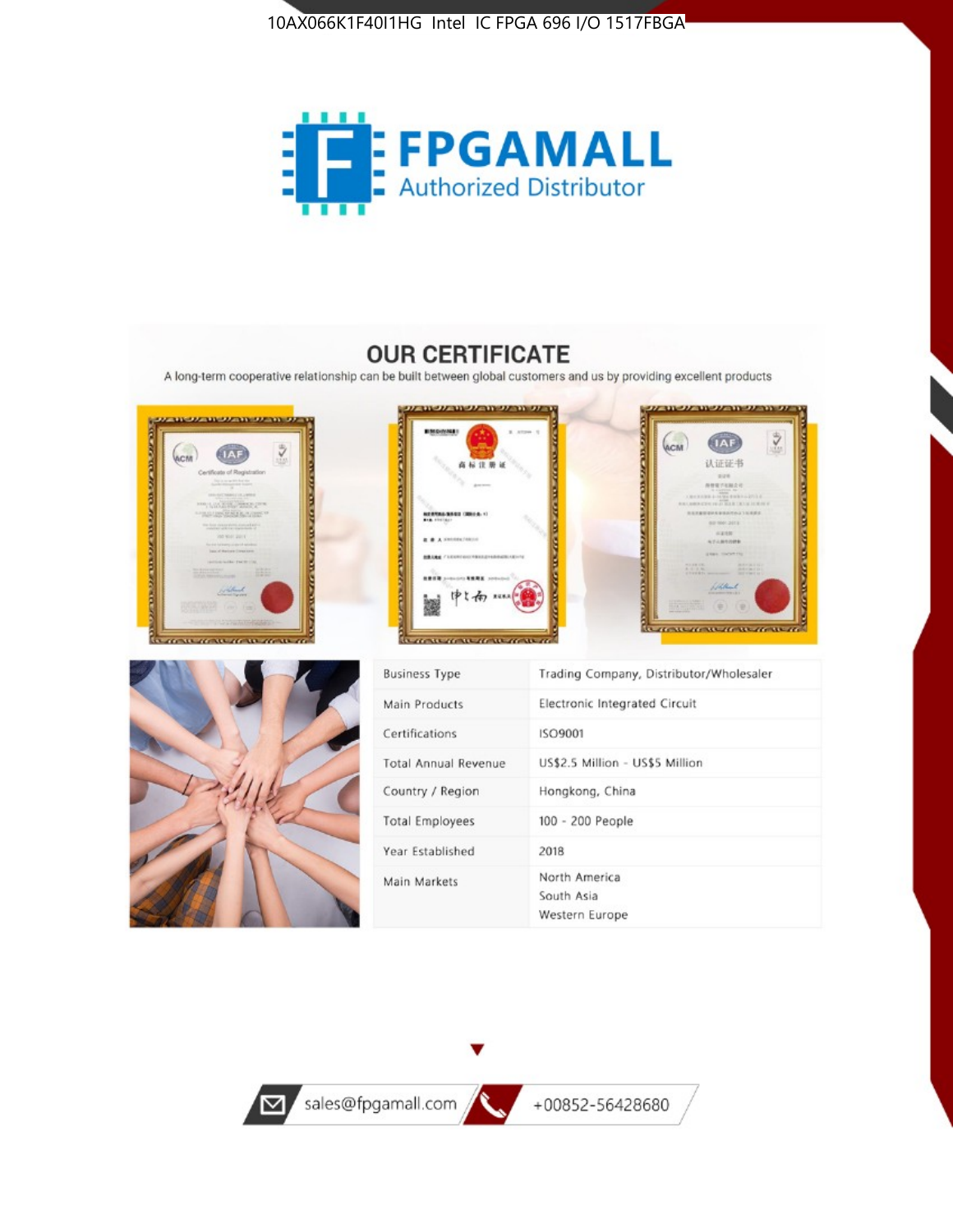FPGAMALL
Authorized Distributor

## OUR CERTIFICATE

A long-term cooperative relationship can be built between global customers and us by providing excellent products

| | |
|---|---|
| Business Type | Trading Company, Distributor/Wholesaler |
| Main Products | Electronic Integrated Circuit |
| Certifications | ISO9001 |
| Total Annual Revenue | US$2.5 Million - US$5 Million |
| Country / Region | Hongkong, China |
| Total Employees | 100 - 200 People |
| Year Established | 2018 |
| Main Markets | North America<br>South Asia<br>Western Europe |

sales@fpgamall.com +00852-56428680